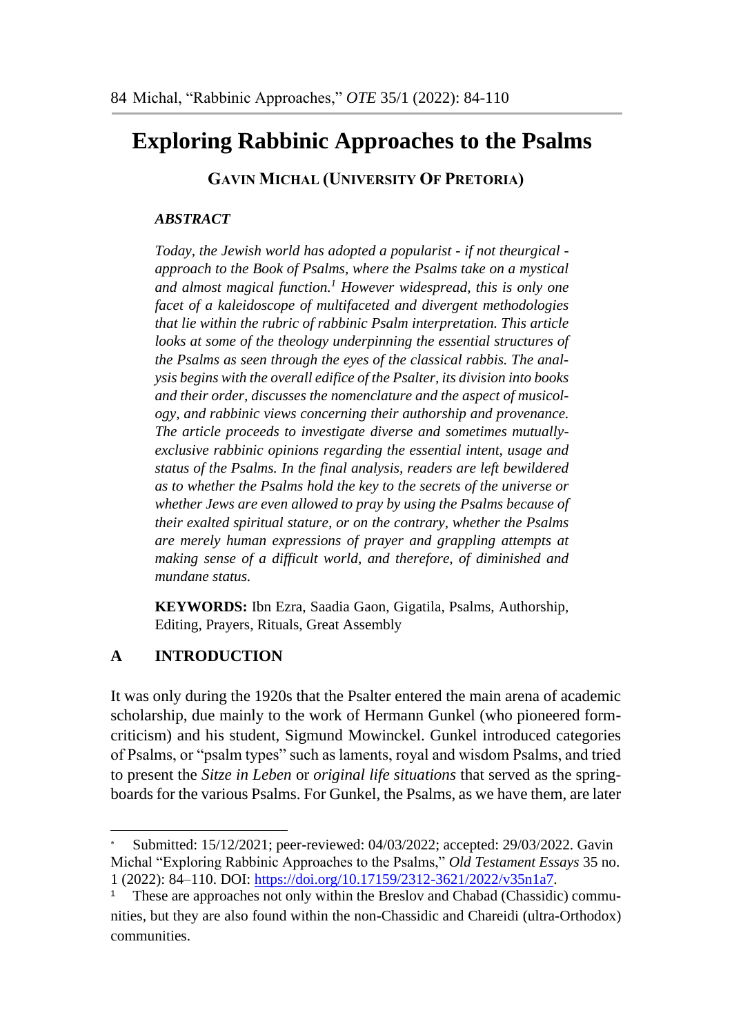# Exploring Rabbinic Approaches to the Psalms

**GAVIN MICHAL (UNIVERSITY OF PRETORIA)**

***ABSTRACT***

*Today, the Jewish world has adopted a popularist - if not theurgical - approach to the Book of Psalms, where the Psalms take on a mystical and almost magical function.*[1] *However widespread, this is only one facet of a kaleidoscope of multifaceted and divergent methodologies that lie within the rubric of rabbinic Psalm interpretation. This article looks at some of the theology underpinning the essential structures of the Psalms as seen through the eyes of the classical rabbis. The analysis begins with the overall edifice of the Psalter, its division into books and their order, discusses the nomenclature and the aspect of musicology, and rabbinic views concerning their authorship and provenance. The article proceeds to investigate diverse and sometimes mutually-exclusive rabbinic opinions regarding the essential intent, usage and status of the Psalms. In the final analysis, readers are left bewildered as to whether the Psalms hold the key to the secrets of the universe or whether Jews are even allowed to pray by using the Psalms because of their exalted spiritual stature, or on the contrary, whether the Psalms are merely human expressions of prayer and grappling attempts at making sense of a difficult world, and therefore, of diminished and mundane status.*

**KEYWORDS:** Ibn Ezra, Saadia Gaon, Gigatila, Psalms, Authorship, Editing, Prayers, Rituals, Great Assembly

## A INTRODUCTION

It was only during the 1920s that the Psalter entered the main arena of academic scholarship, due mainly to the work of Hermann Gunkel (who pioneered form-criticism) and his student, Sigmund Mowinckel. Gunkel introduced categories of Psalms, or "psalm types" such as laments, royal and wisdom Psalms, and tried to present the *Sitze in Leben* or *original life situations* that served as the springboards for the various Psalms. For Gunkel, the Psalms, as we have them, are later

---

\* Submitted: 15/12/2021; peer-reviewed: 04/03/2022; accepted: 29/03/2022. Gavin Michal "Exploring Rabbinic Approaches to the Psalms," *Old Testament Essays* 35 no. 1 (2022): 84–110. DOI: https://doi.org/10.17159/2312-3621/2022/v35n1a7.

[1] These are approaches not only within the Breslov and Chabad (Chassidic) communities, but they are also found within the non-Chassidic and Chareidi (ultra-Orthodox) communities.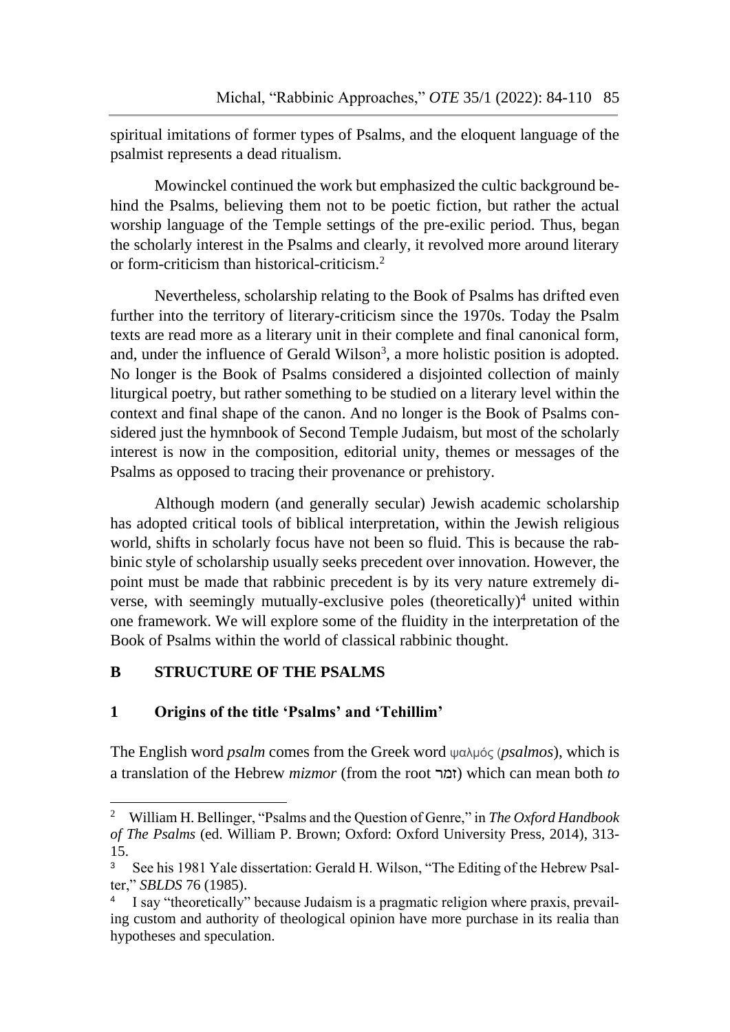spiritual imitations of former types of Psalms, and the eloquent language of the psalmist represents a dead ritualism.

Mowinckel continued the work but emphasized the cultic background behind the Psalms, believing them not to be poetic fiction, but rather the actual worship language of the Temple settings of the pre-exilic period. Thus, began the scholarly interest in the Psalms and clearly, it revolved more around literary or form-criticism than historical-criticism.[2]

Nevertheless, scholarship relating to the Book of Psalms has drifted even further into the territory of literary-criticism since the 1970s. Today the Psalm texts are read more as a literary unit in their complete and final canonical form, and, under the influence of Gerald Wilson[3], a more holistic position is adopted. No longer is the Book of Psalms considered a disjointed collection of mainly liturgical poetry, but rather something to be studied on a literary level within the context and final shape of the canon. And no longer is the Book of Psalms considered just the hymnbook of Second Temple Judaism, but most of the scholarly interest is now in the composition, editorial unity, themes or messages of the Psalms as opposed to tracing their provenance or prehistory.

Although modern (and generally secular) Jewish academic scholarship has adopted critical tools of biblical interpretation, within the Jewish religious world, shifts in scholarly focus have not been so fluid. This is because the rabbinic style of scholarship usually seeks precedent over innovation. However, the point must be made that rabbinic precedent is by its very nature extremely diverse, with seemingly mutually-exclusive poles (theoretically)[4] united within one framework. We will explore some of the fluidity in the interpretation of the Book of Psalms within the world of classical rabbinic thought.

## B STRUCTURE OF THE PSALMS

### 1 Origins of the title 'Psalms' and 'Tehillim'

The English word *psalm* comes from the Greek word ψαλμός (*psalmos*), which is a translation of the Hebrew *mizmor* (from the root זמר) which can mean both *to*

---

[2] William H. Bellinger, "Psalms and the Question of Genre," in *The Oxford Handbook of The Psalms* (ed. William P. Brown; Oxford: Oxford University Press, 2014), 313-15.

[3] See his 1981 Yale dissertation: Gerald H. Wilson, "The Editing of the Hebrew Psalter," *SBLDS* 76 (1985).

[4] I say "theoretically" because Judaism is a pragmatic religion where praxis, prevailing custom and authority of theological opinion have more purchase in its realia than hypotheses and speculation.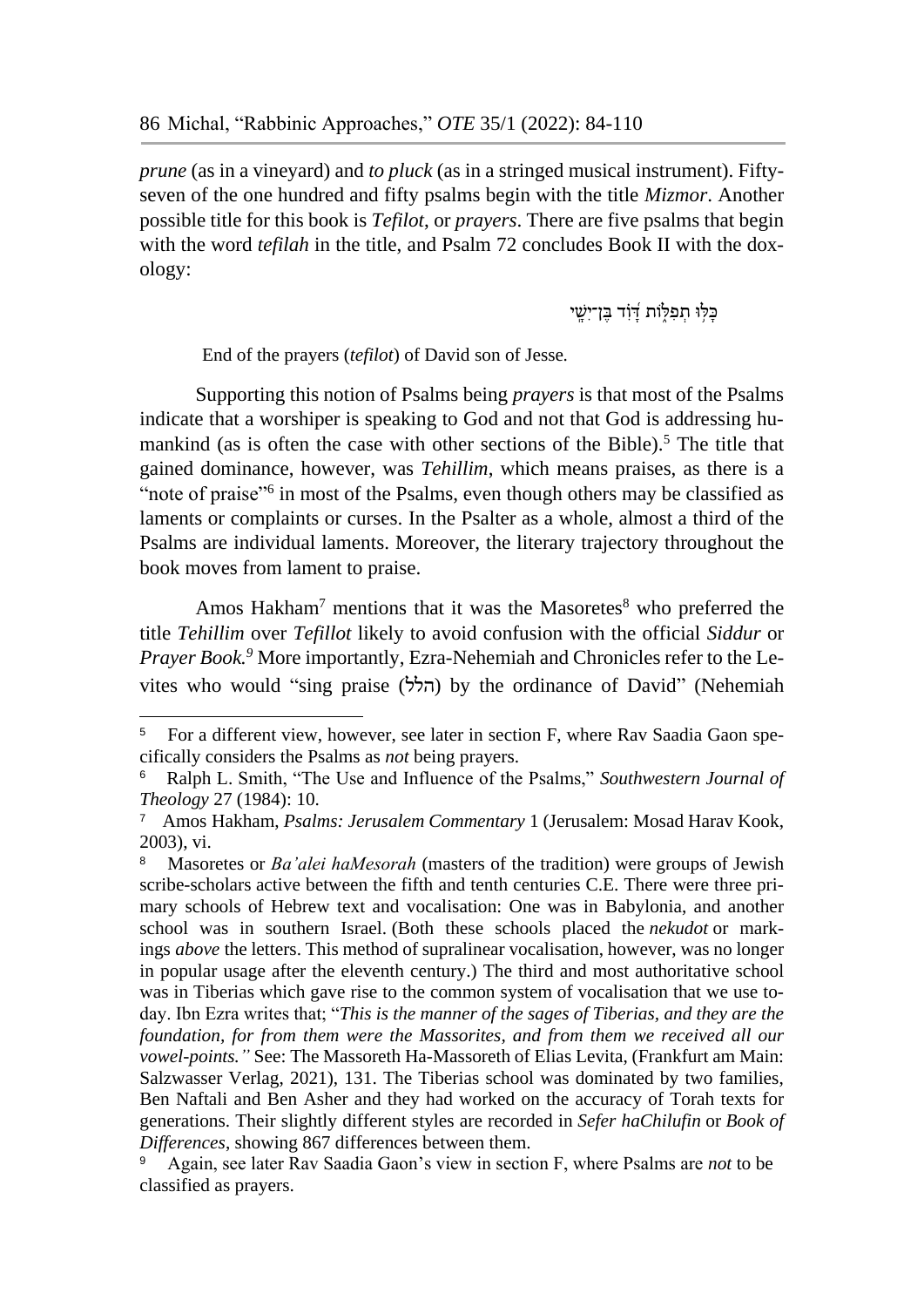*prune* (as in a vineyard) and *to pluck* (as in a stringed musical instrument). Fifty-seven of the one hundred and fifty psalms begin with the title *Mizmor*. Another possible title for this book is *Tefilot*, or *prayers*. There are five psalms that begin with the word *tefilah* in the title, and Psalm 72 concludes Book II with the doxology:

כָּלּ֥וּ תְפִלּ֑וֹת דָּ֜וִ֗ד בֶּן־יִשָֽׁי

End of the prayers (*tefilot*) of David son of Jesse.

Supporting this notion of Psalms being *prayers* is that most of the Psalms indicate that a worshiper is speaking to God and not that God is addressing humankind (as is often the case with other sections of the Bible).[5] The title that gained dominance, however, was *Tehillim*, which means praises, as there is a "note of praise"[6] in most of the Psalms, even though others may be classified as laments or complaints or curses. In the Psalter as a whole, almost a third of the Psalms are individual laments. Moreover, the literary trajectory throughout the book moves from lament to praise.

Amos Hakham[7] mentions that it was the Masoretes[8] who preferred the title *Tehillim* over *Tefillot* likely to avoid confusion with the official *Siddur* or *Prayer Book.*[9] More importantly, Ezra-Nehemiah and Chronicles refer to the Levites who would "sing praise (הלל) by the ordinance of David" (Nehemiah

---

[5] For a different view, however, see later in section F, where Rav Saadia Gaon specifically considers the Psalms as *not* being prayers.

[6] Ralph L. Smith, "The Use and Influence of the Psalms," *Southwestern Journal of Theology* 27 (1984): 10.

[7] Amos Hakham, *Psalms: Jerusalem Commentary* 1 (Jerusalem: Mosad Harav Kook, 2003), vi.

[8] Masoretes or *Ba'alei haMesorah* (masters of the tradition) were groups of Jewish scribe-scholars active between the fifth and tenth centuries C.E. There were three primary schools of Hebrew text and vocalisation: One was in Babylonia, and another school was in southern Israel. (Both these schools placed the *nekudot* or markings *above* the letters. This method of supralinear vocalisation, however, was no longer in popular usage after the eleventh century.) The third and most authoritative school was in Tiberias which gave rise to the common system of vocalisation that we use today. Ibn Ezra writes that; "*This is the manner of the sages of Tiberias, and they are the foundation, for from them were the Massorites, and from them we received all our vowel-points."* See: The Massoreth Ha-Massoreth of Elias Levita, (Frankfurt am Main: Salzwasser Verlag, 2021), 131. The Tiberias school was dominated by two families, Ben Naftali and Ben Asher and they had worked on the accuracy of Torah texts for generations. Their slightly different styles are recorded in *Sefer haChilufin* or *Book of Differences*, showing 867 differences between them.

[9] Again, see later Rav Saadia Gaon's view in section F, where Psalms are *not* to be classified as prayers.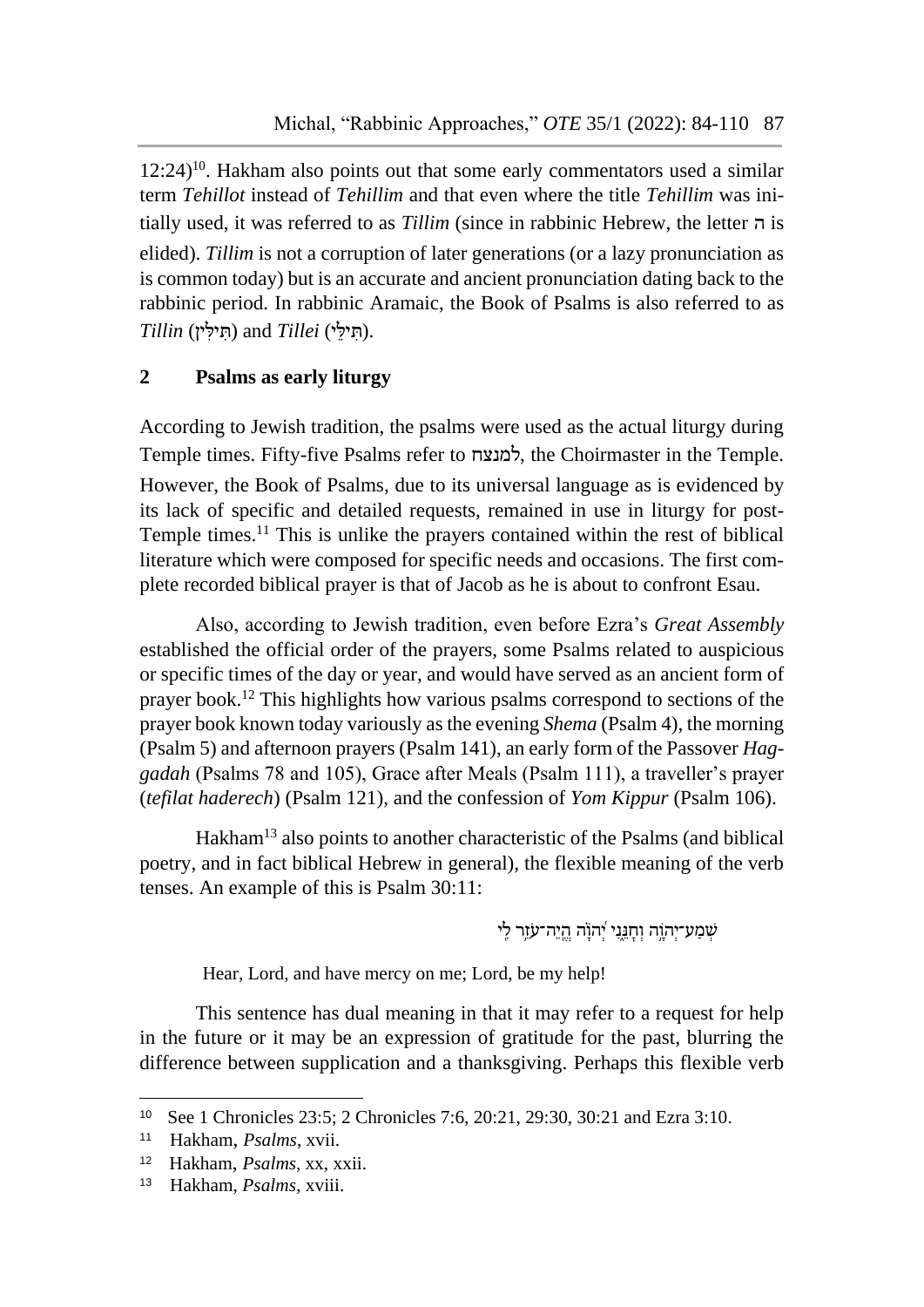12:24)[10]. Hakham also points out that some early commentators used a similar term *Tehillot* instead of *Tehillim* and that even where the title *Tehillim* was initially used, it was referred to as *Tillim* (since in rabbinic Hebrew, the letter ה is elided). *Tillim* is not a corruption of later generations (or a lazy pronunciation as is common today) but is an accurate and ancient pronunciation dating back to the rabbinic period. In rabbinic Aramaic, the Book of Psalms is also referred to as *Tillin* (תִּילִּין) and *Tillei* (תִּילֵּי).

## 2 Psalms as early liturgy

According to Jewish tradition, the psalms were used as the actual liturgy during Temple times. Fifty-five Psalms refer to למנצח, the Choirmaster in the Temple. However, the Book of Psalms, due to its universal language as is evidenced by its lack of specific and detailed requests, remained in use in liturgy for post-Temple times.[11] This is unlike the prayers contained within the rest of biblical literature which were composed for specific needs and occasions. The first complete recorded biblical prayer is that of Jacob as he is about to confront Esau.

Also, according to Jewish tradition, even before Ezra's *Great Assembly* established the official order of the prayers, some Psalms related to auspicious or specific times of the day or year, and would have served as an ancient form of prayer book.[12] This highlights how various psalms correspond to sections of the prayer book known today variously as the evening *Shema* (Psalm 4), the morning (Psalm 5) and afternoon prayers (Psalm 141), an early form of the Passover *Haggadah* (Psalms 78 and 105), Grace after Meals (Psalm 111), a traveller's prayer (*tefilat haderech*) (Psalm 121), and the confession of *Yom Kippur* (Psalm 106).

Hakham[13] also points to another characteristic of the Psalms (and biblical poetry, and in fact biblical Hebrew in general), the flexible meaning of the verb tenses. An example of this is Psalm 30:11:

שְׁמַע־יְהוָה וְחָנֵּנִי יְהוָה הֱיֵה־עֹזֵר לִי

Hear, Lord, and have mercy on me; Lord, be my help!

This sentence has dual meaning in that it may refer to a request for help in the future or it may be an expression of gratitude for the past, blurring the difference between supplication and a thanksgiving. Perhaps this flexible verb

---

[10] See 1 Chronicles 23:5; 2 Chronicles 7:6, 20:21, 29:30, 30:21 and Ezra 3:10.

[11] Hakham, *Psalms*, xvii.

[12] Hakham, *Psalms*, xx, xxii.

[13] Hakham, *Psalms*, xviii.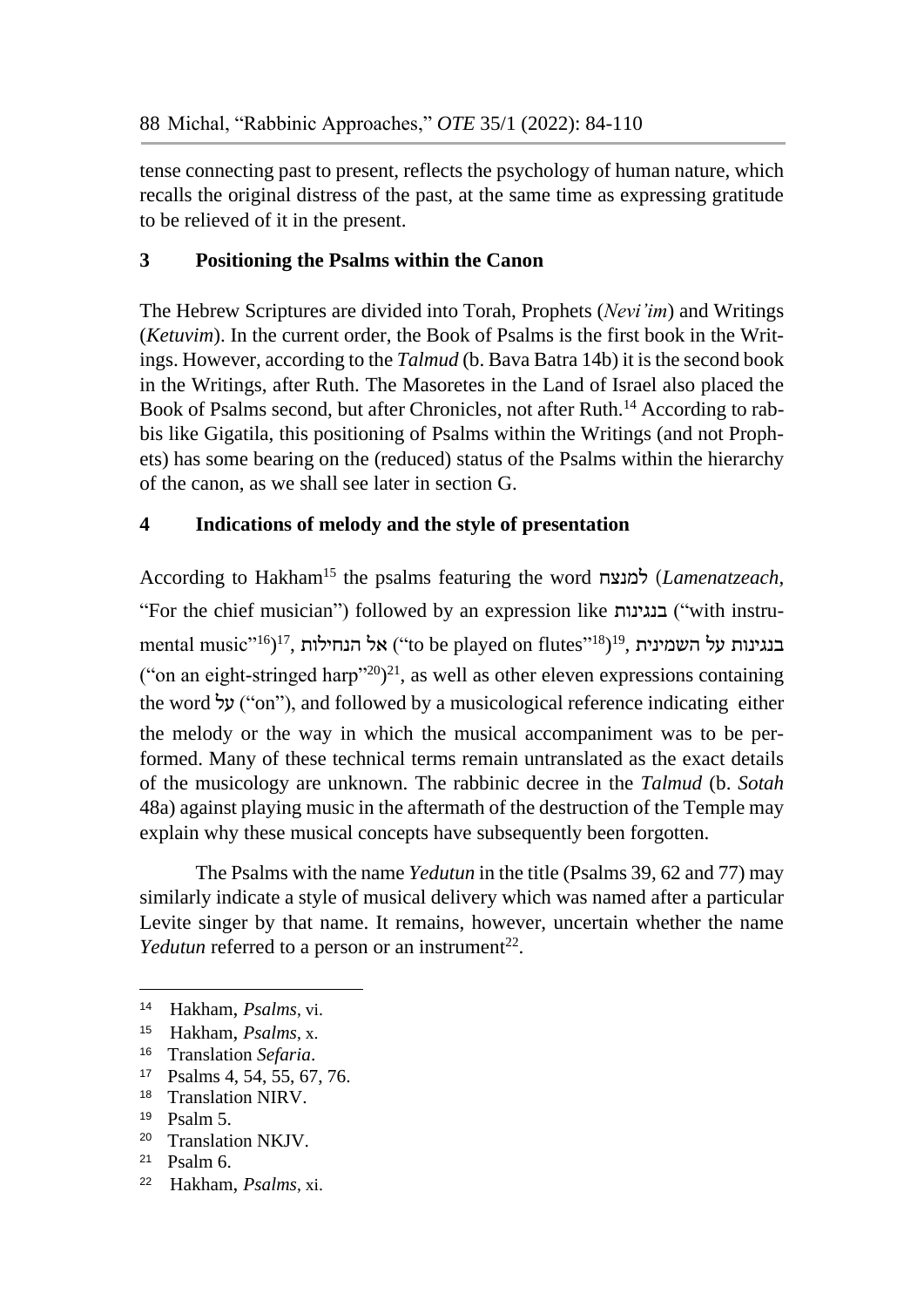tense connecting past to present, reflects the psychology of human nature, which recalls the original distress of the past, at the same time as expressing gratitude to be relieved of it in the present.

## 3 Positioning the Psalms within the Canon

The Hebrew Scriptures are divided into Torah, Prophets (*Nevi'im*) and Writings (*Ketuvim*). In the current order, the Book of Psalms is the first book in the Writings. However, according to the *Talmud* (b. Bava Batra 14b) it is the second book in the Writings, after Ruth. The Masoretes in the Land of Israel also placed the Book of Psalms second, but after Chronicles, not after Ruth.[14] According to rabbis like Gigatila, this positioning of Psalms within the Writings (and not Prophets) has some bearing on the (reduced) status of the Psalms within the hierarchy of the canon, as we shall see later in section G.

## 4 Indications of melody and the style of presentation

According to Hakham[15] the psalms featuring the word למנצח (*Lamenatzeach*, "For the chief musician") followed by an expression like בנגינות ("with instrumental music"[16])[17], אל הנחילות ("to be played on flutes"[18])[19], בנגינות על השמינית ("on an eight-stringed harp"[20])[21], as well as other eleven expressions containing the word על ("on"), and followed by a musicological reference indicating either the melody or the way in which the musical accompaniment was to be performed. Many of these technical terms remain untranslated as the exact details of the musicology are unknown. The rabbinic decree in the *Talmud* (b. *Sotah* 48a) against playing music in the aftermath of the destruction of the Temple may explain why these musical concepts have subsequently been forgotten.

The Psalms with the name *Yedutun* in the title (Psalms 39, 62 and 77) may similarly indicate a style of musical delivery which was named after a particular Levite singer by that name. It remains, however, uncertain whether the name *Yedutun* referred to a person or an instrument[22].

---

[14] Hakham, *Psalms*, vi.

[15] Hakham, *Psalms*, x.

[16] Translation *Sefaria*.

[17] Psalms 4, 54, 55, 67, 76.

[18] Translation NIRV.

[19] Psalm 5.

[20] Translation NKJV.

[21] Psalm 6.

[22] Hakham, *Psalms*, xi.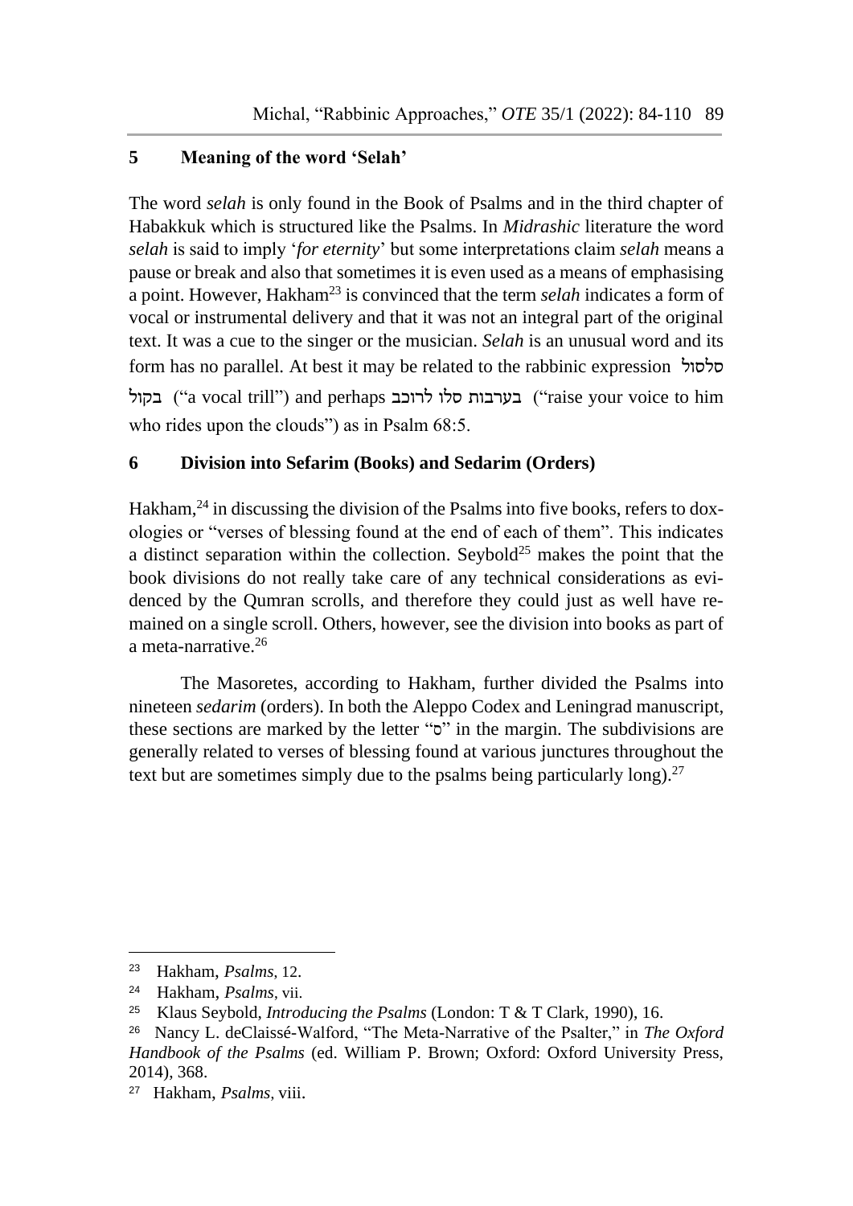## 5 Meaning of the word 'Selah'

The word *selah* is only found in the Book of Psalms and in the third chapter of Habakkuk which is structured like the Psalms. In *Midrashic* literature the word *selah* is said to imply '*for eternity*' but some interpretations claim *selah* means a pause or break and also that sometimes it is even used as a means of emphasising a point. However, Hakham[23] is convinced that the term *selah* indicates a form of vocal or instrumental delivery and that it was not an integral part of the original text. It was a cue to the singer or the musician. *Selah* is an unusual word and its form has no parallel. At best it may be related to the rabbinic expression סלסול בקול ("a vocal trill") and perhaps סלו לרוכב בערבות ("raise your voice to him who rides upon the clouds") as in Psalm 68:5.

## 6 Division into Sefarim (Books) and Sedarim (Orders)

Hakham,[24] in discussing the division of the Psalms into five books, refers to doxologies or "verses of blessing found at the end of each of them". This indicates a distinct separation within the collection. Seybold[25] makes the point that the book divisions do not really take care of any technical considerations as evidenced by the Qumran scrolls, and therefore they could just as well have remained on a single scroll. Others, however, see the division into books as part of a meta-narrative.[26]

The Masoretes, according to Hakham, further divided the Psalms into nineteen *sedarim* (orders). In both the Aleppo Codex and Leningrad manuscript, these sections are marked by the letter "ס" in the margin. The subdivisions are generally related to verses of blessing found at various junctures throughout the text but are sometimes simply due to the psalms being particularly long).[27]

---

[23] Hakham, *Psalms*, 12.

[24] Hakham, *Psalms*, vii.

[25] Klaus Seybold, *Introducing the Psalms* (London: T & T Clark, 1990), 16.

[26] Nancy L. deClaissé-Walford, "The Meta-Narrative of the Psalter," in *The Oxford Handbook of the Psalms* (ed. William P. Brown; Oxford: Oxford University Press, 2014), 368.

[27] Hakham, *Psalms*, viii.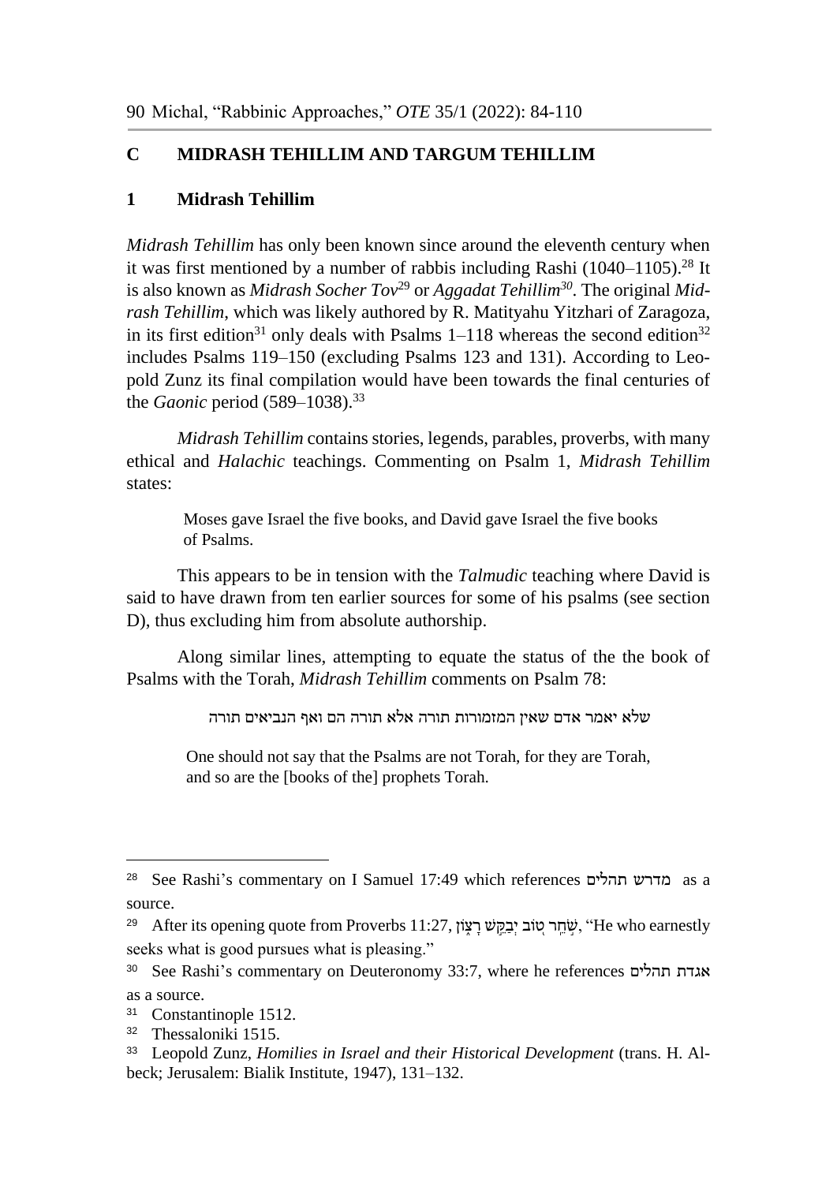## C MIDRASH TEHILLIM AND TARGUM TEHILLIM

### 1 Midrash Tehillim

*Midrash Tehillim* has only been known since around the eleventh century when it was first mentioned by a number of rabbis including Rashi (1040–1105).[28] It is also known as *Midrash Socher Tov*[29] or *Aggadat Tehillim*[30]. The original *Midrash Tehillim*, which was likely authored by R. Matityahu Yitzhari of Zaragoza, in its first edition[31] only deals with Psalms 1–118 whereas the second edition[32] includes Psalms 119–150 (excluding Psalms 123 and 131). According to Leopold Zunz its final compilation would have been towards the final centuries of the *Gaonic* period (589–1038).[33]

*Midrash Tehillim* contains stories, legends, parables, proverbs, with many ethical and *Halachic* teachings. Commenting on Psalm 1, *Midrash Tehillim* states:

> Moses gave Israel the five books, and David gave Israel the five books of Psalms.

This appears to be in tension with the *Talmudic* teaching where David is said to have drawn from ten earlier sources for some of his psalms (see section D), thus excluding him from absolute authorship.

Along similar lines, attempting to equate the status of the the book of Psalms with the Torah, *Midrash Tehillim* comments on Psalm 78:

> שלא יאמר אדם שאין המזמורות תורה אלא תורה הם ואף הנביאים תורה
>
> One should not say that the Psalms are not Torah, for they are Torah, and so are the [books of the] prophets Torah.

---

[28] See Rashi's commentary on I Samuel 17:49 which references מדרש תהלים as a source.

[29] After its opening quote from Proverbs 11:27, שֹׁחֵר טוֹב יְבַקֶּשׁ רָצוֹן, "He who earnestly seeks what is good pursues what is pleasing."

[30] See Rashi's commentary on Deuteronomy 33:7, where he references אגדת תהלים as a source.

[31] Constantinople 1512.

[32] Thessaloniki 1515.

[33] Leopold Zunz, *Homilies in Israel and their Historical Development* (trans. H. Albeck; Jerusalem: Bialik Institute, 1947), 131–132.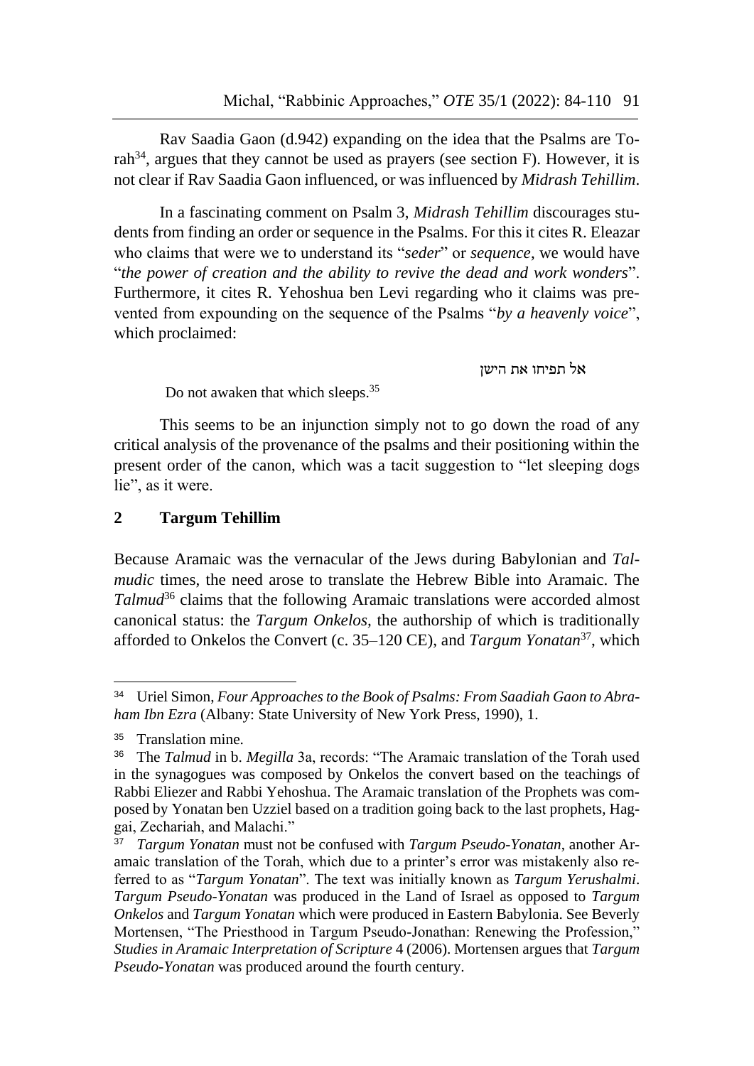Rav Saadia Gaon (d.942) expanding on the idea that the Psalms are Torah[34], argues that they cannot be used as prayers (see section F). However, it is not clear if Rav Saadia Gaon influenced, or was influenced by *Midrash Tehillim*.

In a fascinating comment on Psalm 3, *Midrash Tehillim* discourages students from finding an order or sequence in the Psalms. For this it cites R. Eleazar who claims that were we to understand its "*seder*" or *sequence*, we would have "*the power of creation and the ability to revive the dead and work wonders*". Furthermore, it cites R. Yehoshua ben Levi regarding who it claims was prevented from expounding on the sequence of the Psalms "*by a heavenly voice*", which proclaimed:

אל תפיחו את הישן

Do not awaken that which sleeps.[35]

This seems to be an injunction simply not to go down the road of any critical analysis of the provenance of the psalms and their positioning within the present order of the canon, which was a tacit suggestion to "let sleeping dogs lie", as it were.

## 2 Targum Tehillim

Because Aramaic was the vernacular of the Jews during Babylonian and *Talmudic* times, the need arose to translate the Hebrew Bible into Aramaic. The *Talmud*[36] claims that the following Aramaic translations were accorded almost canonical status: the *Targum Onkelos*, the authorship of which is traditionally afforded to Onkelos the Convert (c. 35–120 CE), and *Targum Yonatan*[37], which

---

[34] Uriel Simon, *Four Approaches to the Book of Psalms: From Saadiah Gaon to Abraham Ibn Ezra* (Albany: State University of New York Press, 1990), 1.

[35] Translation mine.

[36] The *Talmud* in b. *Megilla* 3a, records: "The Aramaic translation of the Torah used in the synagogues was composed by Onkelos the convert based on the teachings of Rabbi Eliezer and Rabbi Yehoshua. The Aramaic translation of the Prophets was composed by Yonatan ben Uzziel based on a tradition going back to the last prophets, Haggai, Zechariah, and Malachi."

[37] *Targum Yonatan* must not be confused with *Targum Pseudo-Yonatan*, another Aramaic translation of the Torah, which due to a printer's error was mistakenly also referred to as "*Targum Yonatan*". The text was initially known as *Targum Yerushalmi*. *Targum Pseudo-Yonatan* was produced in the Land of Israel as opposed to *Targum Onkelos* and *Targum Yonatan* which were produced in Eastern Babylonia. See Beverly Mortensen, "The Priesthood in Targum Pseudo-Jonathan: Renewing the Profession," *Studies in Aramaic Interpretation of Scripture* 4 (2006). Mortensen argues that *Targum Pseudo-Yonatan* was produced around the fourth century.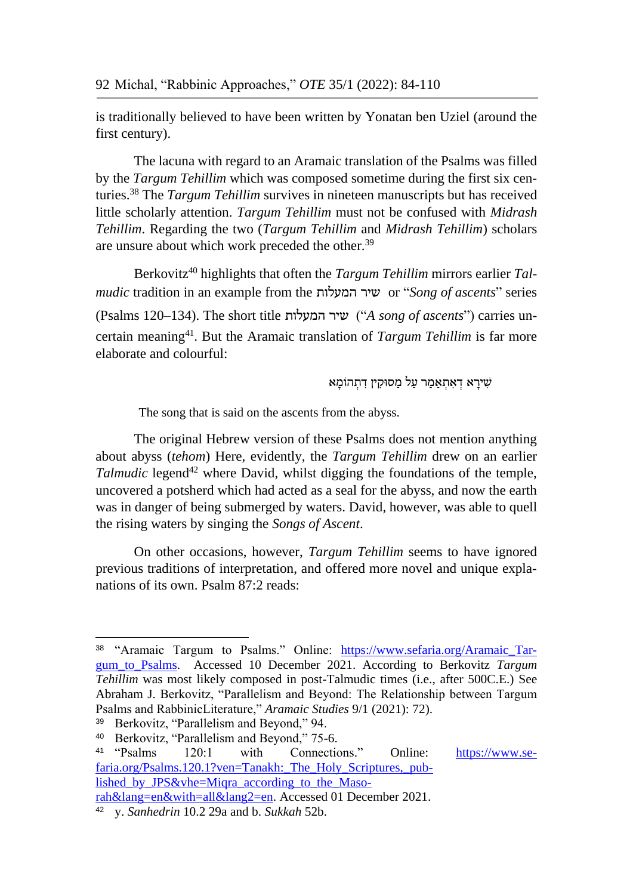is traditionally believed to have been written by Yonatan ben Uziel (around the first century).

The lacuna with regard to an Aramaic translation of the Psalms was filled by the *Targum Tehillim* which was composed sometime during the first six centuries.[38] The *Targum Tehillim* survives in nineteen manuscripts but has received little scholarly attention. *Targum Tehillim* must not be confused with *Midrash Tehillim*. Regarding the two (*Targum Tehillim* and *Midrash Tehillim*) scholars are unsure about which work preceded the other.[39]

Berkovitz[40] highlights that often the *Targum Tehillim* mirrors earlier *Talmudic* tradition in an example from the שיר המעלות or "*Song of ascents*" series (Psalms 120–134). The short title שיר המעלות ("*A song of ascents*") carries uncertain meaning[41]. But the Aramaic translation of *Targum Tehillim* is far more elaborate and colourful:

שִׁירָא דְאִתְאַמַר עַל מַסוּקִין דִתְהוֹמָא

The song that is said on the ascents from the abyss.

The original Hebrew version of these Psalms does not mention anything about abyss (*tehom*) Here, evidently, the *Targum Tehillim* drew on an earlier *Talmudic* legend[42] where David, whilst digging the foundations of the temple, uncovered a potsherd which had acted as a seal for the abyss, and now the earth was in danger of being submerged by waters. David, however, was able to quell the rising waters by singing the *Songs of Ascent*.

On other occasions, however, *Targum Tehillim* seems to have ignored previous traditions of interpretation, and offered more novel and unique explanations of its own. Psalm 87:2 reads:

---

[38] "Aramaic Targum to Psalms." Online: https://www.sefaria.org/Aramaic_Targum_to_Psalms. Accessed 10 December 2021. According to Berkovitz *Targum Tehillim* was most likely composed in post-Talmudic times (i.e., after 500C.E.) See Abraham J. Berkovitz, "Parallelism and Beyond: The Relationship between Targum Psalms and RabbinicLiterature," *Aramaic Studies* 9/1 (2021): 72).

[39] Berkovitz, "Parallelism and Beyond," 94.

[40] Berkovitz, "Parallelism and Beyond," 75-6.

[41] "Psalms 120:1 with Connections." Online: https://www.sefaria.org/Psalms.120.1?ven=Tanakh:_The_Holy_Scriptures,_published_by_JPS&vhe=Miqra_according_to_the_Masorah&lang=en&with=all&lang2=en. Accessed 01 December 2021.

[42] y. *Sanhedrin* 10.2 29a and b. *Sukkah* 52b.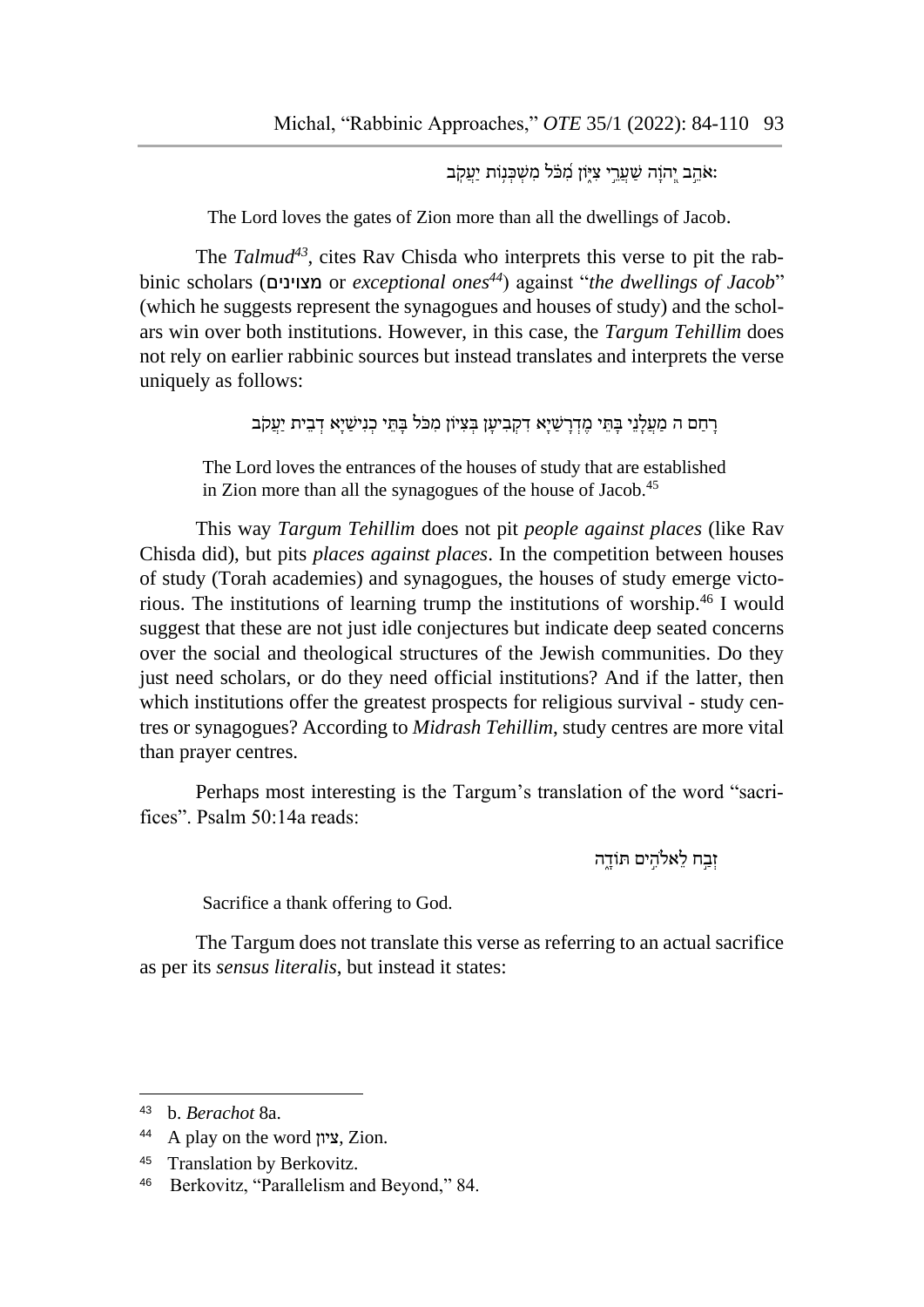:אֹהֵב יְהוָה שַׁעֲרֵי צִיּוֹן מִכֹּל מִשְׁכְּנוֹת יַעֲקֹב

The Lord loves the gates of Zion more than all the dwellings of Jacob.

The *Talmud*[43], cites Rav Chisda who interprets this verse to pit the rabbinic scholars (מצוינים or *exceptional ones*[44]) against "*the dwellings of Jacob*" (which he suggests represent the synagogues and houses of study) and the scholars win over both institutions. However, in this case, the *Targum Tehillim* does not rely on earlier rabbinic sources but instead translates and interprets the verse uniquely as follows:

רָחַם ה מַעֲלָנֵי בָּתֵּי מֶדְרָשַׁיָא דִקְבִיעָן בְּצִיּוֹן מִכֹּל בָּתֵּי כְנִישַׁיָא דְבֵית יַעֲקֹב

The Lord loves the entrances of the houses of study that are established in Zion more than all the synagogues of the house of Jacob.[45]

This way *Targum Tehillim* does not pit *people against places* (like Rav Chisda did), but pits *places against places*. In the competition between houses of study (Torah academies) and synagogues, the houses of study emerge victorious. The institutions of learning trump the institutions of worship.[46] I would suggest that these are not just idle conjectures but indicate deep seated concerns over the social and theological structures of the Jewish communities. Do they just need scholars, or do they need official institutions? And if the latter, then which institutions offer the greatest prospects for religious survival - study centres or synagogues? According to *Midrash Tehillim*, study centres are more vital than prayer centres.

Perhaps most interesting is the Targum's translation of the word "sacrifices". Psalm 50:14a reads:

זְבַח לֵאלֹהִים תּוֹדָה

Sacrifice a thank offering to God.

The Targum does not translate this verse as referring to an actual sacrifice as per its *sensus literalis*, but instead it states:

---

[43] b. *Berachot* 8a.

[44] A play on the word ציון, Zion.

[45] Translation by Berkovitz.

[46] Berkovitz, "Parallelism and Beyond," 84.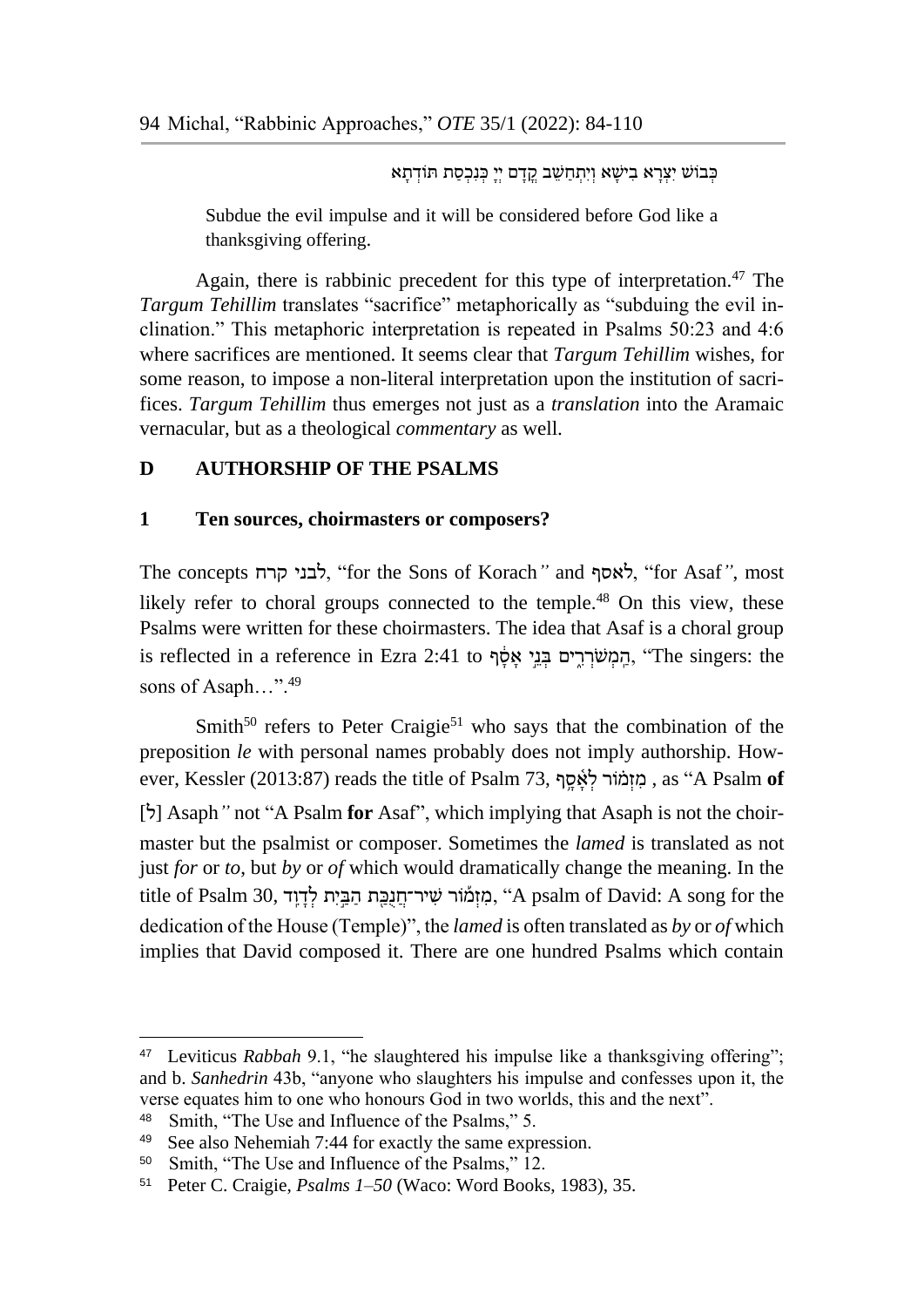כְּבוֹשׁ יִצְרָא בִישָׁא וְיִתְחַשֵׁב קֳדָם יְיָ כְּנִכְסַת תּוֹדְתָא

> Subdue the evil impulse and it will be considered before God like a thanksgiving offering.

Again, there is rabbinic precedent for this type of interpretation.[47] The *Targum Tehillim* translates "sacrifice" metaphorically as "subduing the evil inclination." This metaphoric interpretation is repeated in Psalms 50:23 and 4:6 where sacrifices are mentioned. It seems clear that *Targum Tehillim* wishes, for some reason, to impose a non-literal interpretation upon the institution of sacrifices. *Targum Tehillim* thus emerges not just as a *translation* into the Aramaic vernacular, but as a theological *commentary* as well.

## D AUTHORSHIP OF THE PSALMS

### 1 Ten sources, choirmasters or composers?

The concepts לבני קרח, "for the Sons of Korach*"* and לאסף, "for Asaf*"*, most likely refer to choral groups connected to the temple.[48] On this view, these Psalms were written for these choirmasters. The idea that Asaf is a choral group is reflected in a reference in Ezra 2:41 to הַֽמְשֹׁרְרִ֑ים בְּנֵ֣י אָסָ֔ף, "The singers: the sons of Asaph…".[49]

Smith[50] refers to Peter Craigie[51] who says that the combination of the preposition *le* with personal names probably does not imply authorship. However, Kessler (2013:87) reads the title of Psalm 73, מִזְמ֗וֹר לְאָ֫סָ֥ף , as "A Psalm **of** [ל] Asaph*"* not "A Psalm **for** Asaf", which implying that Asaph is not the choirmaster but the psalmist or composer. Sometimes the *lamed* is translated as not just *for* or *to*, but *by* or *of* which would dramatically change the meaning. In the title of Psalm 30, מִזְמ֡וֹר שִׁיר־חֲנֻכַּ֖ת הַבַּ֣יִת לְדָוִֽד, "A psalm of David: A song for the dedication of the House (Temple)", the *lamed* is often translated as *by* or *of* which implies that David composed it. There are one hundred Psalms which contain

---

[47] Leviticus *Rabbah* 9.1, "he slaughtered his impulse like a thanksgiving offering"; and b. *Sanhedrin* 43b, "anyone who slaughters his impulse and confesses upon it, the verse equates him to one who honours God in two worlds, this and the next".

[48] Smith, "The Use and Influence of the Psalms," 5.

[49] See also Nehemiah 7:44 for exactly the same expression.

[50] Smith, "The Use and Influence of the Psalms," 12.

[51] Peter C. Craigie, *Psalms 1–50* (Waco: Word Books, 1983), 35.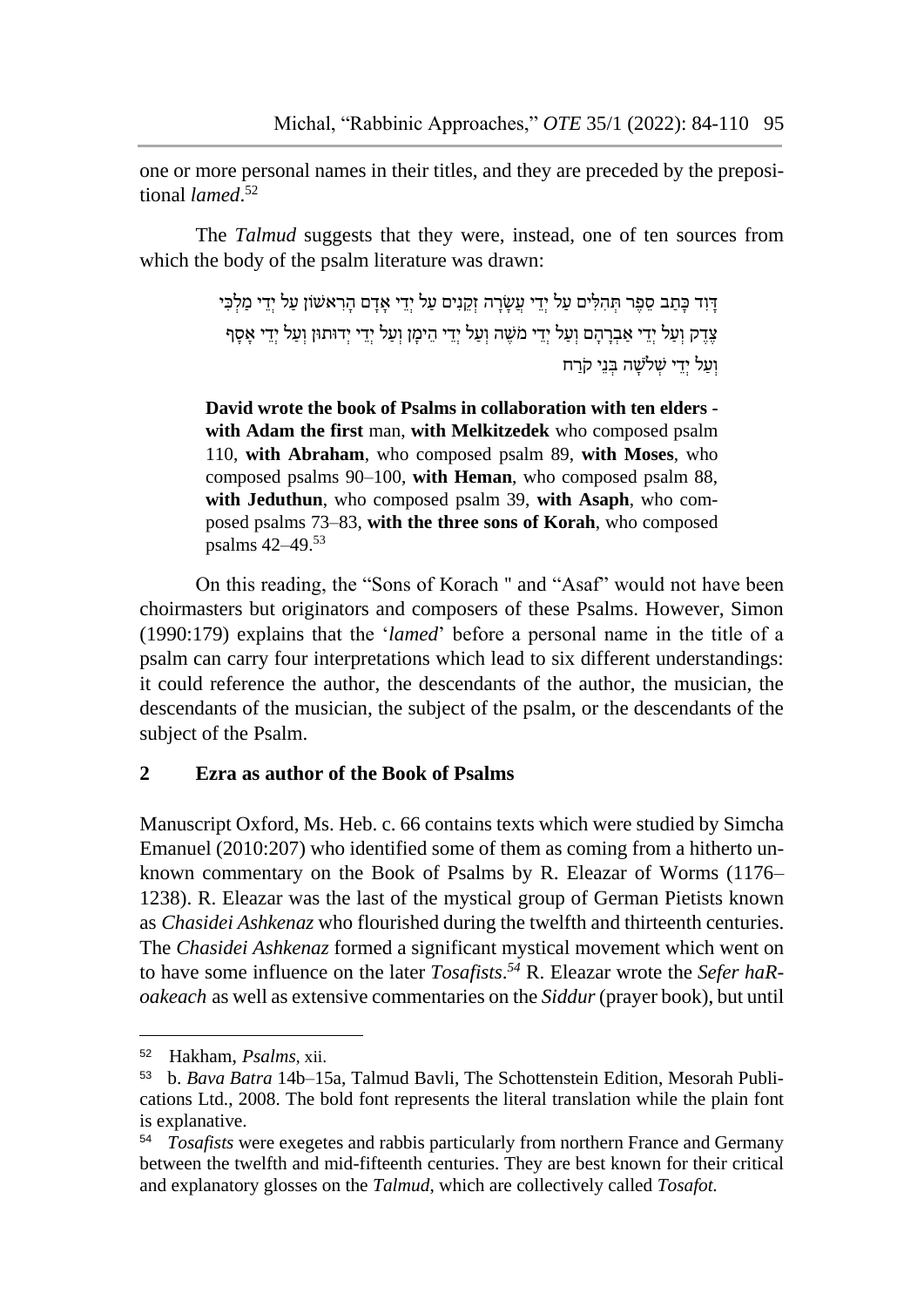one or more personal names in their titles, and they are preceded by the prepositional *lamed*.[52]

The *Talmud* suggests that they were, instead, one of ten sources from which the body of the psalm literature was drawn:

> דָּוִד כָּתַב סֵפֶר תְּהִלִּים עַל יְדֵי עֲשָׂרָה זְקֵנִים עַל יְדֵי אָדָם הָרִאשׁוֹן עַל יְדֵי מַלְכִּי צֶדֶק וְעַל יְדֵי אַבְרָהָם וְעַל יְדֵי מֹשֶׁה וְעַל יְדֵי הֵימָן וְעַל יְדֵי יְדוּתוּן וְעַל יְדֵי אָסָף וְעַל יְדֵי שְׁלֹשָׁה בְּנֵי קֹרַח
>
> **David wrote the book of Psalms in collaboration with ten elders - with Adam the first** man, **with Melkitzedek** who composed psalm 110, **with Abraham**, who composed psalm 89, **with Moses**, who composed psalms 90–100, **with Heman**, who composed psalm 88, **with Jeduthun**, who composed psalm 39, **with Asaph**, who composed psalms 73–83, **with the three sons of Korah**, who composed psalms 42–49.[53]

On this reading, the "Sons of Korach " and "Asaf" would not have been choirmasters but originators and composers of these Psalms. However, Simon (1990:179) explains that the '*lamed*' before a personal name in the title of a psalm can carry four interpretations which lead to six different understandings: it could reference the author, the descendants of the author, the musician, the descendants of the musician, the subject of the psalm, or the descendants of the subject of the Psalm.

## 2 Ezra as author of the Book of Psalms

Manuscript Oxford, Ms. Heb. c. 66 contains texts which were studied by Simcha Emanuel (2010:207) who identified some of them as coming from a hitherto unknown commentary on the Book of Psalms by R. Eleazar of Worms (1176–1238). R. Eleazar was the last of the mystical group of German Pietists known as *Chasidei Ashkenaz* who flourished during the twelfth and thirteenth centuries. The *Chasidei Ashkenaz* formed a significant mystical movement which went on to have some influence on the later *Tosafists*.[54] R. Eleazar wrote the *Sefer haRoakeach* as well as extensive commentaries on the *Siddur* (prayer book), but until

---

[52] Hakham, *Psalms*, xii.

[53] b. *Bava Batra* 14b–15a, Talmud Bavli, The Schottenstein Edition, Mesorah Publications Ltd., 2008. The bold font represents the literal translation while the plain font is explanative.

[54] *Tosafists* were exegetes and rabbis particularly from northern France and Germany between the twelfth and mid-fifteenth centuries. They are best known for their critical and explanatory glosses on the *Talmud*, which are collectively called *Tosafot.*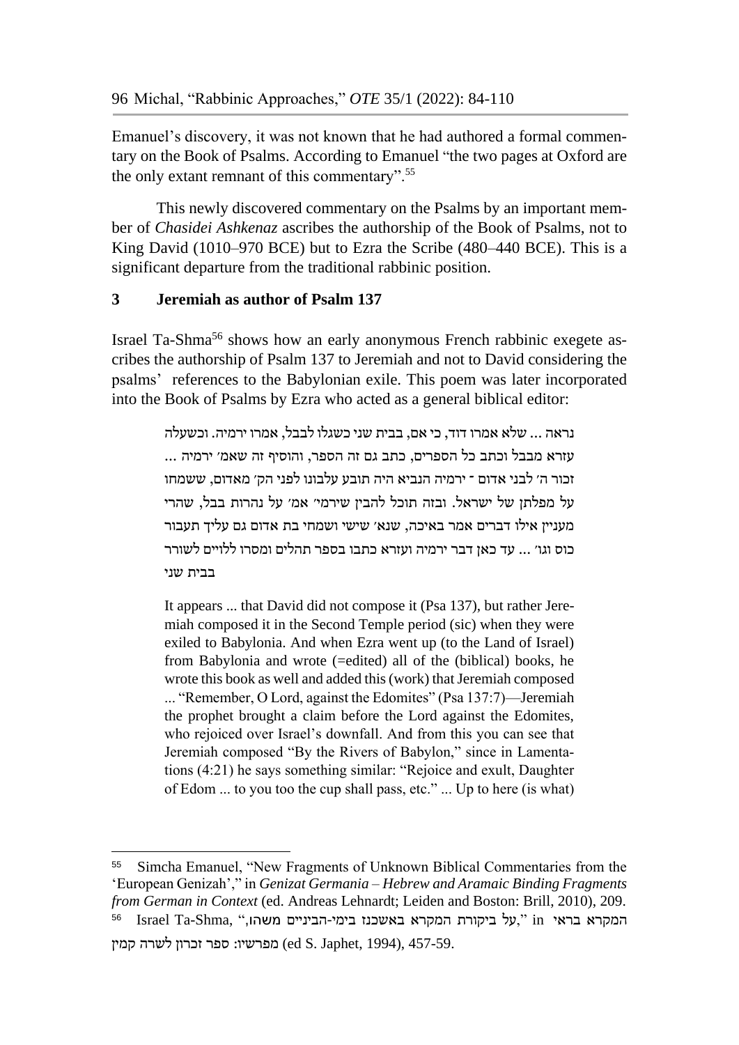Emanuel's discovery, it was not known that he had authored a formal commentary on the Book of Psalms. According to Emanuel "the two pages at Oxford are the only extant remnant of this commentary".[55]

This newly discovered commentary on the Psalms by an important member of *Chasidei Ashkenaz* ascribes the authorship of the Book of Psalms, not to King David (1010–970 BCE) but to Ezra the Scribe (480–440 BCE). This is a significant departure from the traditional rabbinic position.

## 3 Jeremiah as author of Psalm 137

Israel Ta-Shma[56] shows how an early anonymous French rabbinic exegete ascribes the authorship of Psalm 137 to Jeremiah and not to David considering the psalms' references to the Babylonian exile. This poem was later incorporated into the Book of Psalms by Ezra who acted as a general biblical editor:

> נראה ... שלא אמרו דוד, כי אם, בבית שני כשגלו לבבל, אמרו ירמיה. וכשעלה עזרא מבבל וכתב כל הספרים, כתב גם זה הספר, והוסיף זה שאמ׳ ירמיה ... זכור ה׳ לבני אדום ־ ירמיה הנביא היה תובע עלבונו לפני הק׳ מאדום, ששמחו על מפלתן של ישראל. ובזה תוכל להבין שירמי׳ אמ׳ על נהרות בבל, שהרי מעניין אילו דברים אמר באיכה, שנא׳ שישי ושמחי בת אדום גם עליך תעבור כוס וגו׳ ... עד כאן דבר ירמיה ועזרא כתבו בספר תהלים ומסרו ללויים לשורר בבית שני
>
> It appears ... that David did not compose it (Psa 137), but rather Jeremiah composed it in the Second Temple period (sic) when they were exiled to Babylonia. And when Ezra went up (to the Land of Israel) from Babylonia and wrote (=edited) all of the (biblical) books, he wrote this book as well and added this (work) that Jeremiah composed ... "Remember, O Lord, against the Edomites" (Psa 137:7)—Jeremiah the prophet brought a claim before the Lord against the Edomites, who rejoiced over Israel's downfall. And from this you can see that Jeremiah composed "By the Rivers of Babylon," since in Lamentations (4:21) he says something similar: "Rejoice and exult, Daughter of Edom ... to you too the cup shall pass, etc." ... Up to here (is what)

---

[55] Simcha Emanuel, "New Fragments of Unknown Biblical Commentaries from the 'European Genizah'," in *Genizat Germania – Hebrew and Aramaic Binding Fragments from German in Context* (ed. Andreas Lehnardt; Leiden and Boston: Brill, 2010), 209.

[56] Israel Ta-Shma, "על ביקורת המקרא באשכנז בימי-הביניים משהו," in המקרא בראי מפרשיו: ספר זכרון לשרה קמין (ed S. Japhet, 1994), 457-59.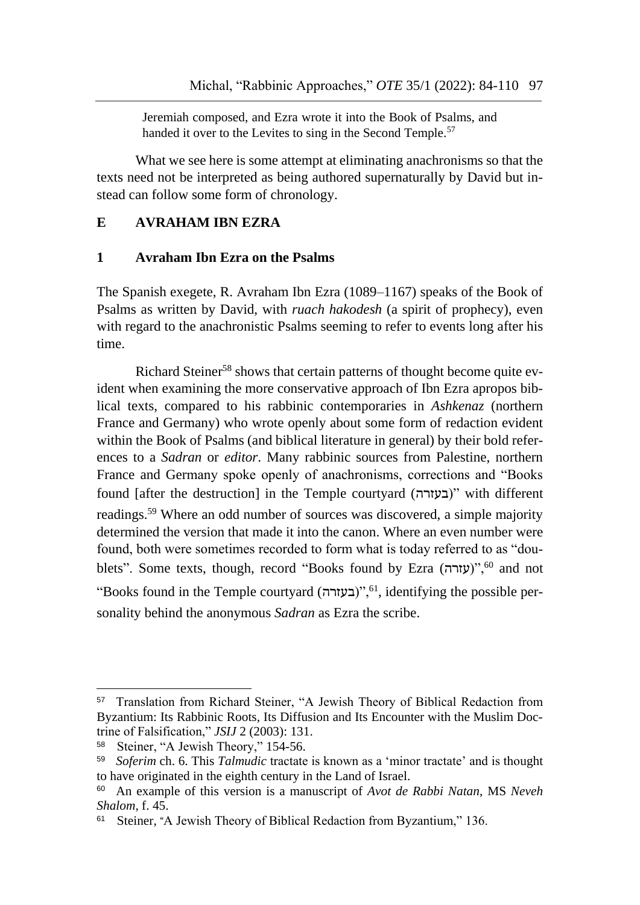> Jeremiah composed, and Ezra wrote it into the Book of Psalms, and handed it over to the Levites to sing in the Second Temple.[57]

What we see here is some attempt at eliminating anachronisms so that the texts need not be interpreted as being authored supernaturally by David but instead can follow some form of chronology.

## E AVRAHAM IBN EZRA

### 1 Avraham Ibn Ezra on the Psalms

The Spanish exegete, R. Avraham Ibn Ezra (1089–1167) speaks of the Book of Psalms as written by David, with *ruach hakodesh* (a spirit of prophecy), even with regard to the anachronistic Psalms seeming to refer to events long after his time.

Richard Steiner[58] shows that certain patterns of thought become quite evident when examining the more conservative approach of Ibn Ezra apropos biblical texts, compared to his rabbinic contemporaries in *Ashkenaz* (northern France and Germany) who wrote openly about some form of redaction evident within the Book of Psalms (and biblical literature in general) by their bold references to a *Sadran* or *editor*. Many rabbinic sources from Palestine, northern France and Germany spoke openly of anachronisms, corrections and "Books found [after the destruction] in the Temple courtyard (בעזרה)" with different readings.[59] Where an odd number of sources was discovered, a simple majority determined the version that made it into the canon. Where an even number were found, both were sometimes recorded to form what is today referred to as "doublets". Some texts, though, record "Books found by Ezra (עזרה)",[60] and not "Books found in the Temple courtyard (בעזרה)",[61], identifying the possible personality behind the anonymous *Sadran* as Ezra the scribe.

---

[57] Translation from Richard Steiner, "A Jewish Theory of Biblical Redaction from Byzantium: Its Rabbinic Roots, Its Diffusion and Its Encounter with the Muslim Doctrine of Falsification," *JSIJ* 2 (2003): 131.

[58] Steiner, "A Jewish Theory," 154-56.

[59] *Soferim* ch. 6. This *Talmudic* tractate is known as a 'minor tractate' and is thought to have originated in the eighth century in the Land of Israel.

[60] An example of this version is a manuscript of *Avot de Rabbi Natan*, MS *Neveh Shalom*, f. 45.

[61] Steiner, "A Jewish Theory of Biblical Redaction from Byzantium," 136.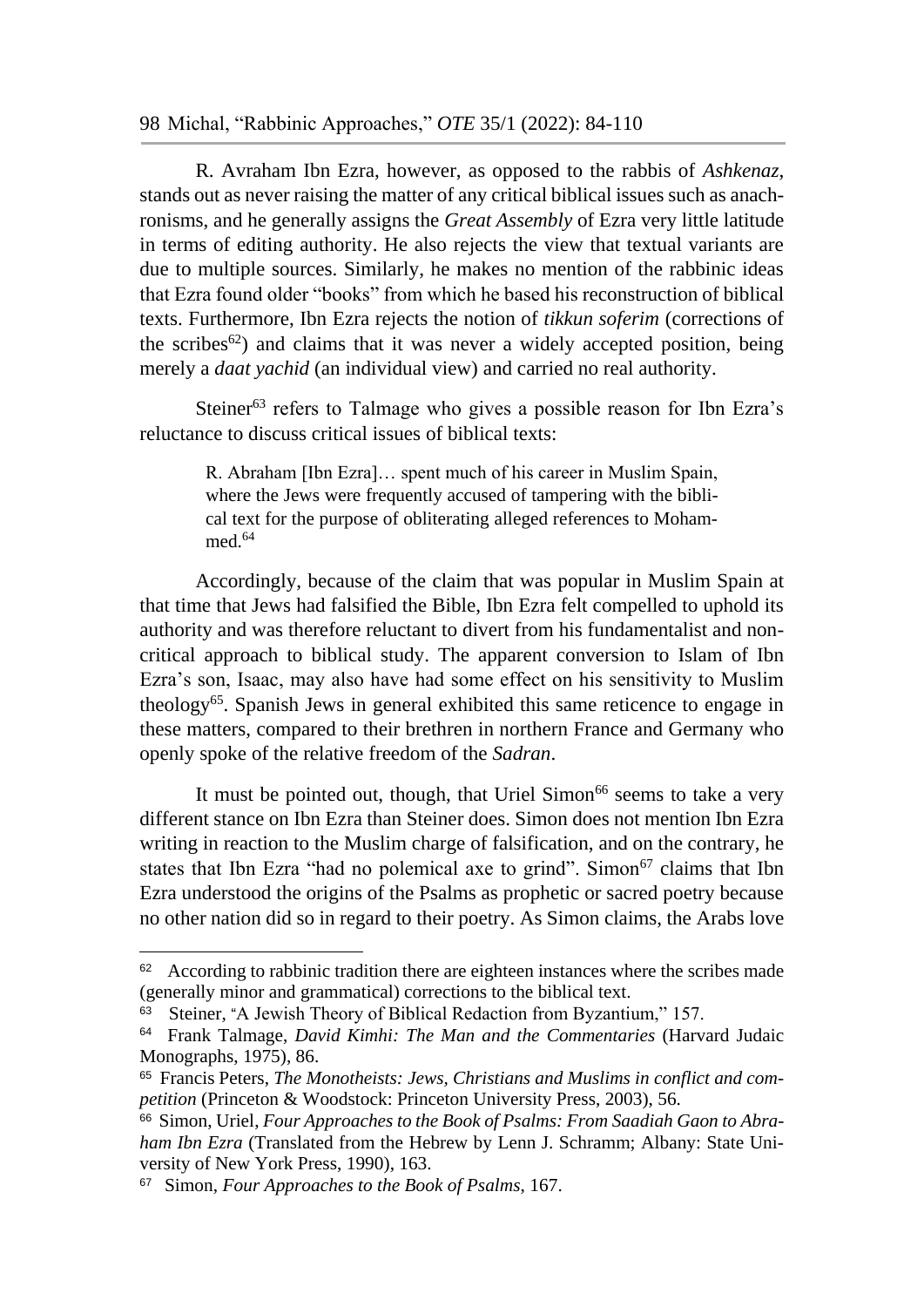R. Avraham Ibn Ezra, however, as opposed to the rabbis of *Ashkenaz*, stands out as never raising the matter of any critical biblical issues such as anachronisms, and he generally assigns the *Great Assembly* of Ezra very little latitude in terms of editing authority. He also rejects the view that textual variants are due to multiple sources. Similarly, he makes no mention of the rabbinic ideas that Ezra found older "books" from which he based his reconstruction of biblical texts. Furthermore, Ibn Ezra rejects the notion of *tikkun soferim* (corrections of the scribes[62]) and claims that it was never a widely accepted position, being merely a *daat yachid* (an individual view) and carried no real authority.

Steiner[63] refers to Talmage who gives a possible reason for Ibn Ezra's reluctance to discuss critical issues of biblical texts:

> R. Abraham [Ibn Ezra]… spent much of his career in Muslim Spain, where the Jews were frequently accused of tampering with the biblical text for the purpose of obliterating alleged references to Mohammed.[64]

Accordingly, because of the claim that was popular in Muslim Spain at that time that Jews had falsified the Bible, Ibn Ezra felt compelled to uphold its authority and was therefore reluctant to divert from his fundamentalist and non-critical approach to biblical study. The apparent conversion to Islam of Ibn Ezra's son, Isaac, may also have had some effect on his sensitivity to Muslim theology[65]. Spanish Jews in general exhibited this same reticence to engage in these matters, compared to their brethren in northern France and Germany who openly spoke of the relative freedom of the *Sadran*.

It must be pointed out, though, that Uriel Simon[66] seems to take a very different stance on Ibn Ezra than Steiner does. Simon does not mention Ibn Ezra writing in reaction to the Muslim charge of falsification, and on the contrary, he states that Ibn Ezra "had no polemical axe to grind". Simon[67] claims that Ibn Ezra understood the origins of the Psalms as prophetic or sacred poetry because no other nation did so in regard to their poetry. As Simon claims, the Arabs love

---

[62] According to rabbinic tradition there are eighteen instances where the scribes made (generally minor and grammatical) corrections to the biblical text.

[63] Steiner, "A Jewish Theory of Biblical Redaction from Byzantium," 157.

[64] Frank Talmage, *David Kimhi: The Man and the Commentaries* (Harvard Judaic Monographs, 1975), 86.

[65] Francis Peters, *The Monotheists: Jews, Christians and Muslims in conflict and competition* (Princeton & Woodstock: Princeton University Press, 2003), 56.

[66] Simon, Uriel, *Four Approaches to the Book of Psalms: From Saadiah Gaon to Abraham Ibn Ezra* (Translated from the Hebrew by Lenn J. Schramm; Albany: State University of New York Press, 1990), 163.

[67] Simon, *Four Approaches to the Book of Psalms*, 167.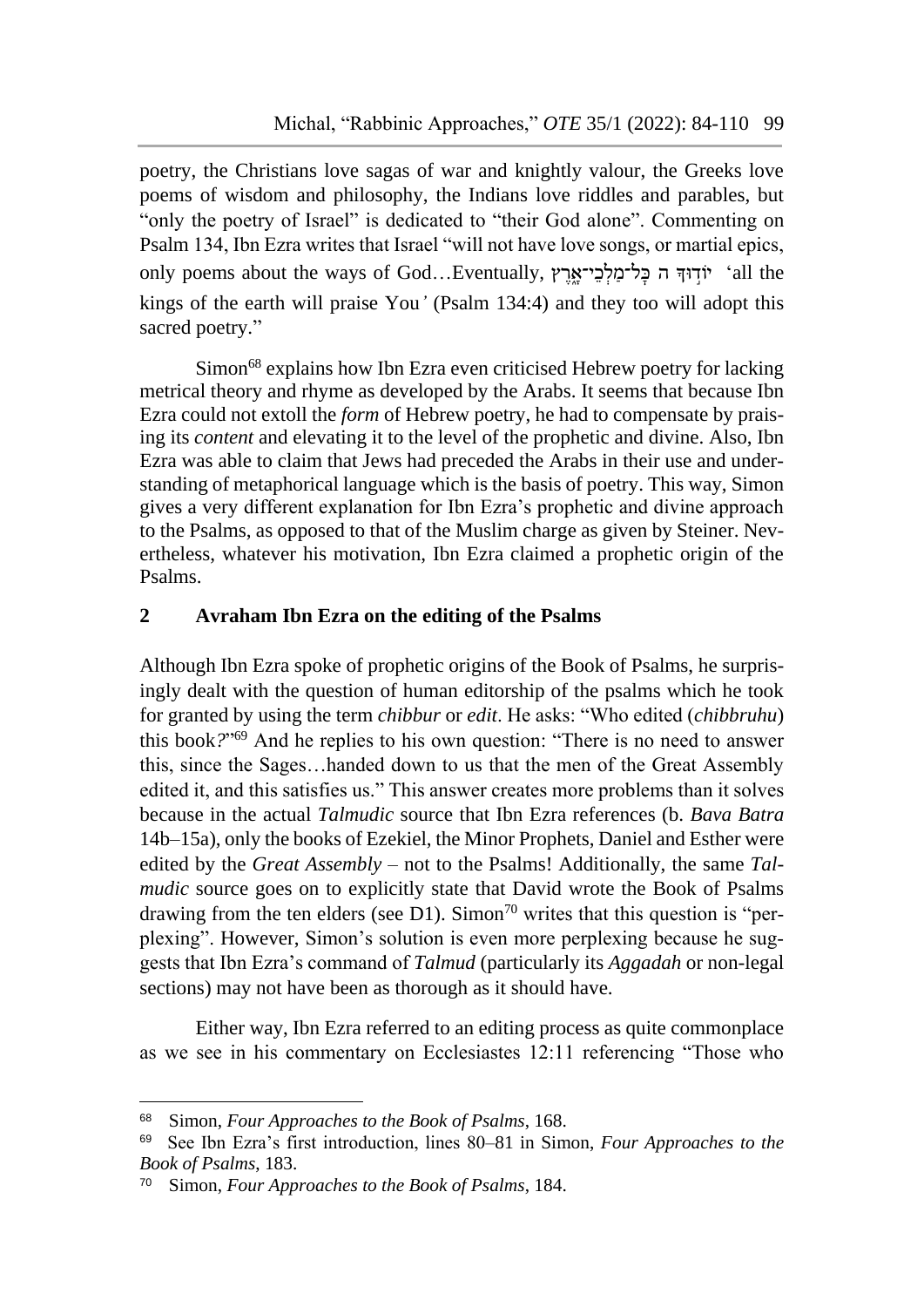poetry, the Christians love sagas of war and knightly valour, the Greeks love poems of wisdom and philosophy, the Indians love riddles and parables, but "only the poetry of Israel" is dedicated to "their God alone". Commenting on Psalm 134, Ibn Ezra writes that Israel "will not have love songs, or martial epics, only poems about the ways of God…Eventually, יוֹד֣וּךָ ה כָּל־מַלְכֵי־אָ֑רֶץ 'all the kings of the earth will praise You*'* (Psalm 134:4) and they too will adopt this sacred poetry."

Simon[68] explains how Ibn Ezra even criticised Hebrew poetry for lacking metrical theory and rhyme as developed by the Arabs. It seems that because Ibn Ezra could not extoll the *form* of Hebrew poetry, he had to compensate by praising its *content* and elevating it to the level of the prophetic and divine. Also, Ibn Ezra was able to claim that Jews had preceded the Arabs in their use and understanding of metaphorical language which is the basis of poetry. This way, Simon gives a very different explanation for Ibn Ezra's prophetic and divine approach to the Psalms, as opposed to that of the Muslim charge as given by Steiner. Nevertheless, whatever his motivation, Ibn Ezra claimed a prophetic origin of the Psalms.

## 2 Avraham Ibn Ezra on the editing of the Psalms

Although Ibn Ezra spoke of prophetic origins of the Book of Psalms, he surprisingly dealt with the question of human editorship of the psalms which he took for granted by using the term *chibbur* or *edit*. He asks: "Who edited (*chibbruhu*) this book*?*"[69] And he replies to his own question: "There is no need to answer this, since the Sages…handed down to us that the men of the Great Assembly edited it, and this satisfies us." This answer creates more problems than it solves because in the actual *Talmudic* source that Ibn Ezra references (b. *Bava Batra* 14b–15a), only the books of Ezekiel, the Minor Prophets, Daniel and Esther were edited by the *Great Assembly* – not to the Psalms! Additionally, the same *Talmudic* source goes on to explicitly state that David wrote the Book of Psalms drawing from the ten elders (see D1). Simon[70] writes that this question is "perplexing". However, Simon's solution is even more perplexing because he suggests that Ibn Ezra's command of *Talmud* (particularly its *Aggadah* or non-legal sections) may not have been as thorough as it should have.

Either way, Ibn Ezra referred to an editing process as quite commonplace as we see in his commentary on Ecclesiastes 12:11 referencing "Those who

---

[68] Simon, *Four Approaches to the Book of Psalms*, 168.

[69] See Ibn Ezra's first introduction, lines 80–81 in Simon, *Four Approaches to the Book of Psalms*, 183.

[70] Simon, *Four Approaches to the Book of Psalms*, 184.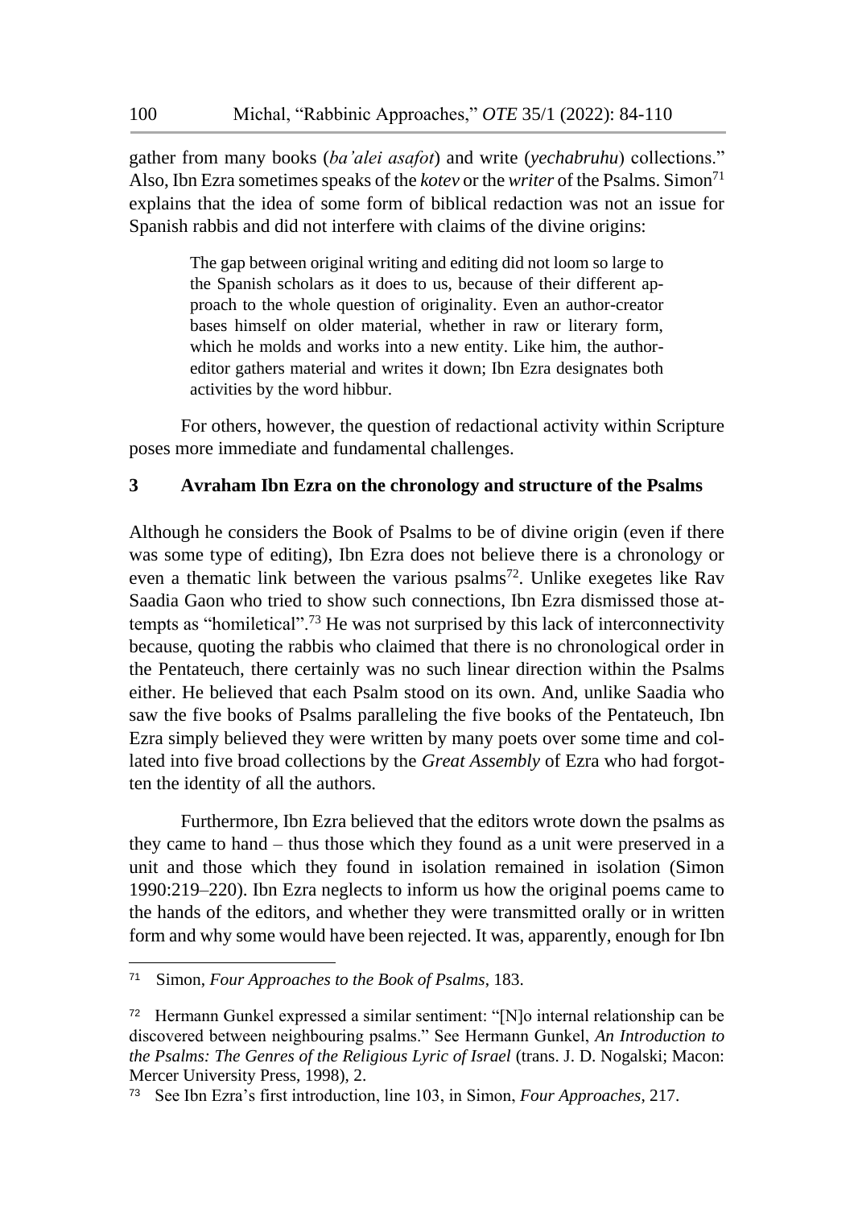gather from many books (*ba'alei asafot*) and write (*yechabruhu*) collections." Also, Ibn Ezra sometimes speaks of the *kotev* or the *writer* of the Psalms. Simon[71] explains that the idea of some form of biblical redaction was not an issue for Spanish rabbis and did not interfere with claims of the divine origins:

> The gap between original writing and editing did not loom so large to the Spanish scholars as it does to us, because of their different approach to the whole question of originality. Even an author-creator bases himself on older material, whether in raw or literary form, which he molds and works into a new entity. Like him, the author-editor gathers material and writes it down; Ibn Ezra designates both activities by the word hibbur.

For others, however, the question of redactional activity within Scripture poses more immediate and fundamental challenges.

## 3 Avraham Ibn Ezra on the chronology and structure of the Psalms

Although he considers the Book of Psalms to be of divine origin (even if there was some type of editing), Ibn Ezra does not believe there is a chronology or even a thematic link between the various psalms[72]. Unlike exegetes like Rav Saadia Gaon who tried to show such connections, Ibn Ezra dismissed those attempts as "homiletical".[73] He was not surprised by this lack of interconnectivity because, quoting the rabbis who claimed that there is no chronological order in the Pentateuch, there certainly was no such linear direction within the Psalms either. He believed that each Psalm stood on its own. And, unlike Saadia who saw the five books of Psalms paralleling the five books of the Pentateuch, Ibn Ezra simply believed they were written by many poets over some time and collated into five broad collections by the *Great Assembly* of Ezra who had forgotten the identity of all the authors.

Furthermore, Ibn Ezra believed that the editors wrote down the psalms as they came to hand – thus those which they found as a unit were preserved in a unit and those which they found in isolation remained in isolation (Simon 1990:219–220). Ibn Ezra neglects to inform us how the original poems came to the hands of the editors, and whether they were transmitted orally or in written form and why some would have been rejected. It was, apparently, enough for Ibn

---

[71] Simon, *Four Approaches to the Book of Psalms*, 183.

[72] Hermann Gunkel expressed a similar sentiment: "[N]o internal relationship can be discovered between neighbouring psalms." See Hermann Gunkel, *An Introduction to the Psalms: The Genres of the Religious Lyric of Israel* (trans. J. D. Nogalski; Macon: Mercer University Press, 1998), 2.

[73] See Ibn Ezra's first introduction, line 103, in Simon, *Four Approaches*, 217.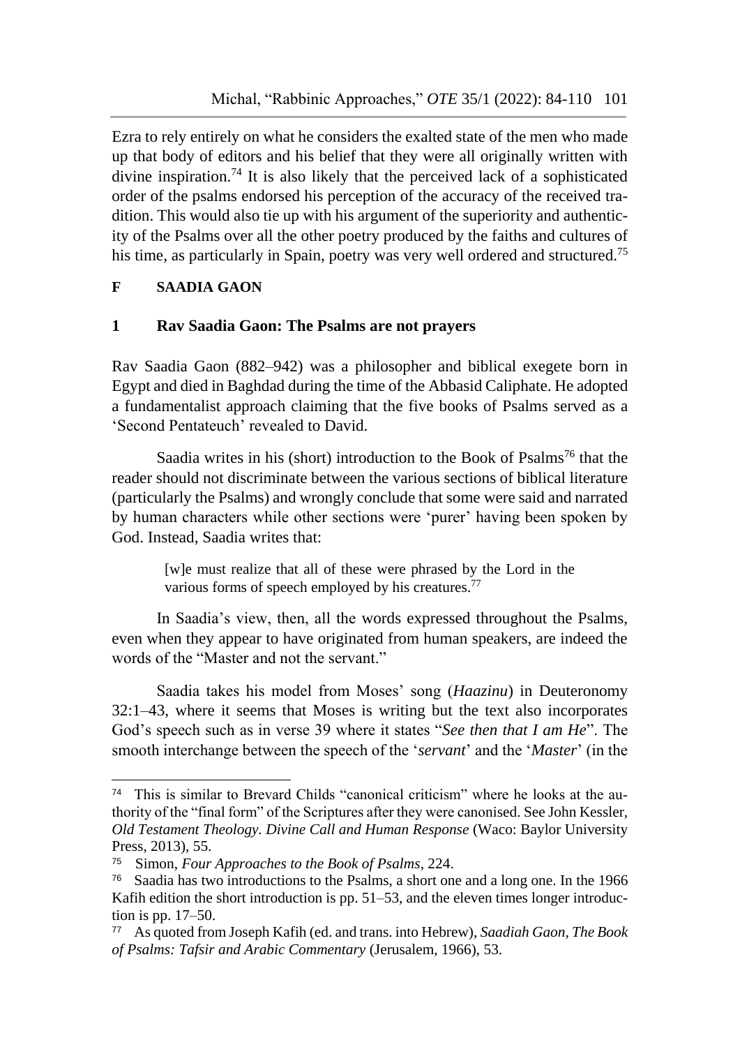Ezra to rely entirely on what he considers the exalted state of the men who made up that body of editors and his belief that they were all originally written with divine inspiration.[74] It is also likely that the perceived lack of a sophisticated order of the psalms endorsed his perception of the accuracy of the received tradition. This would also tie up with his argument of the superiority and authenticity of the Psalms over all the other poetry produced by the faiths and cultures of his time, as particularly in Spain, poetry was very well ordered and structured.[75]

## F SAADIA GAON

### 1 Rav Saadia Gaon: The Psalms are not prayers

Rav Saadia Gaon (882–942) was a philosopher and biblical exegete born in Egypt and died in Baghdad during the time of the Abbasid Caliphate. He adopted a fundamentalist approach claiming that the five books of Psalms served as a 'Second Pentateuch' revealed to David.

Saadia writes in his (short) introduction to the Book of Psalms[76] that the reader should not discriminate between the various sections of biblical literature (particularly the Psalms) and wrongly conclude that some were said and narrated by human characters while other sections were 'purer' having been spoken by God. Instead, Saadia writes that:

> [w]e must realize that all of these were phrased by the Lord in the various forms of speech employed by his creatures.[77]

In Saadia's view, then, all the words expressed throughout the Psalms, even when they appear to have originated from human speakers, are indeed the words of the "Master and not the servant."

Saadia takes his model from Moses' song (*Haazinu*) in Deuteronomy 32:1–43, where it seems that Moses is writing but the text also incorporates God's speech such as in verse 39 where it states "*See then that I am He*". The smooth interchange between the speech of the '*servant*' and the '*Master*' (in the

---

[74] This is similar to Brevard Childs "canonical criticism" where he looks at the authority of the "final form" of the Scriptures after they were canonised. See John Kessler, *Old Testament Theology. Divine Call and Human Response* (Waco: Baylor University Press, 2013), 55.

[75] Simon, *Four Approaches to the Book of Psalms*, 224.

[76] Saadia has two introductions to the Psalms, a short one and a long one. In the 1966 Kafih edition the short introduction is pp. 51–53, and the eleven times longer introduction is pp. 17–50.

[77] As quoted from Joseph Kafih (ed. and trans. into Hebrew), *Saadiah Gaon, The Book of Psalms: Tafsir and Arabic Commentary* (Jerusalem, 1966), 53.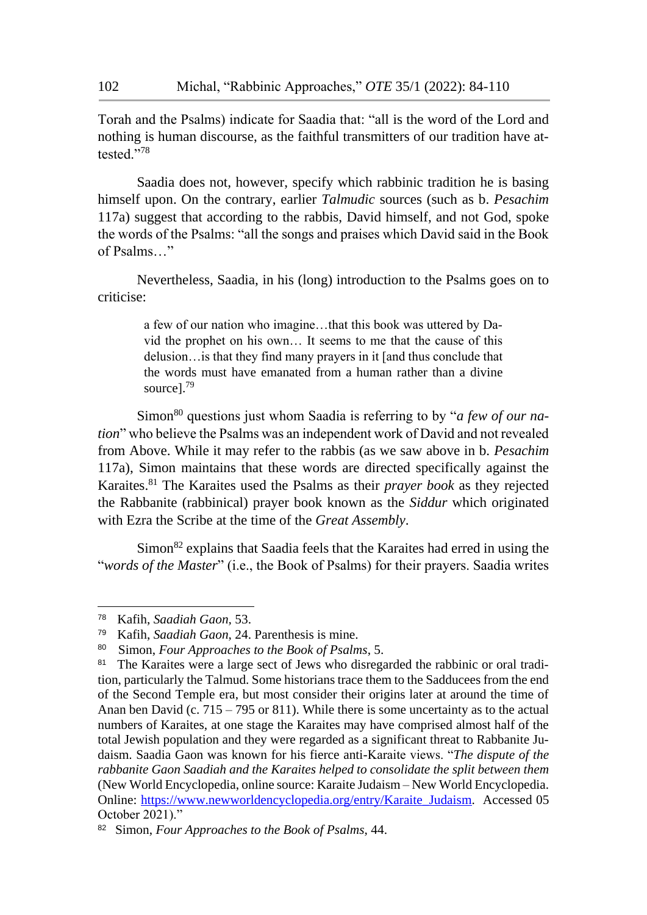Torah and the Psalms) indicate for Saadia that: "all is the word of the Lord and nothing is human discourse, as the faithful transmitters of our tradition have attested."[78]

Saadia does not, however, specify which rabbinic tradition he is basing himself upon. On the contrary, earlier *Talmudic* sources (such as b. *Pesachim* 117a) suggest that according to the rabbis, David himself, and not God, spoke the words of the Psalms: "all the songs and praises which David said in the Book of Psalms…"

Nevertheless, Saadia, in his (long) introduction to the Psalms goes on to criticise:

> a few of our nation who imagine…that this book was uttered by David the prophet on his own… It seems to me that the cause of this delusion…is that they find many prayers in it [and thus conclude that the words must have emanated from a human rather than a divine source].[79]

Simon[80] questions just whom Saadia is referring to by "*a few of our nation*" who believe the Psalms was an independent work of David and not revealed from Above. While it may refer to the rabbis (as we saw above in b. *Pesachim* 117a), Simon maintains that these words are directed specifically against the Karaites.[81] The Karaites used the Psalms as their *prayer book* as they rejected the Rabbanite (rabbinical) prayer book known as the *Siddur* which originated with Ezra the Scribe at the time of the *Great Assembly*.

Simon[82] explains that Saadia feels that the Karaites had erred in using the "*words of the Master*" (i.e., the Book of Psalms) for their prayers. Saadia writes

---

[78] Kafih, *Saadiah Gaon*, 53.

[79] Kafih, *Saadiah Gaon*, 24. Parenthesis is mine.

[80] Simon, *Four Approaches to the Book of Psalms*, 5.

[81] The Karaites were a large sect of Jews who disregarded the rabbinic or oral tradition, particularly the Talmud. Some historians trace them to the Sadducees from the end of the Second Temple era, but most consider their origins later at around the time of Anan ben David (c. 715 – 795 or 811). While there is some uncertainty as to the actual numbers of Karaites, at one stage the Karaites may have comprised almost half of the total Jewish population and they were regarded as a significant threat to Rabbanite Judaism. Saadia Gaon was known for his fierce anti-Karaite views. "*The dispute of the rabbanite Gaon Saadiah and the Karaites helped to consolidate the split between them* (New World Encyclopedia, online source: Karaite Judaism – New World Encyclopedia. Online: https://www.newworldencyclopedia.org/entry/Karaite_Judaism. Accessed 05 October 2021)."

[82] Simon, *Four Approaches to the Book of Psalms*, 44.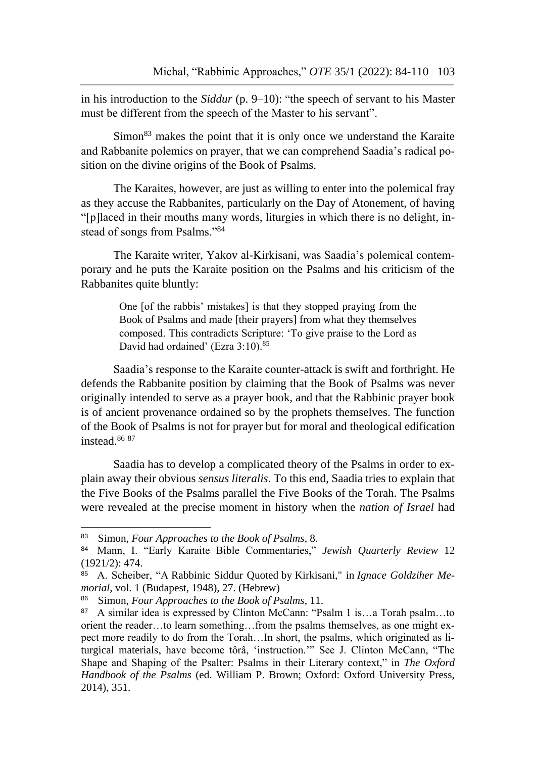in his introduction to the *Siddur* (p. 9–10): "the speech of servant to his Master must be different from the speech of the Master to his servant".

Simon[83] makes the point that it is only once we understand the Karaite and Rabbanite polemics on prayer, that we can comprehend Saadia's radical position on the divine origins of the Book of Psalms.

The Karaites, however, are just as willing to enter into the polemical fray as they accuse the Rabbanites, particularly on the Day of Atonement, of having "[p]laced in their mouths many words, liturgies in which there is no delight, instead of songs from Psalms."[84]

The Karaite writer, Yakov al-Kirkisani, was Saadia's polemical contemporary and he puts the Karaite position on the Psalms and his criticism of the Rabbanites quite bluntly:

> One [of the rabbis' mistakes] is that they stopped praying from the Book of Psalms and made [their prayers] from what they themselves composed. This contradicts Scripture: 'To give praise to the Lord as David had ordained' (Ezra 3:10).[85]

Saadia's response to the Karaite counter-attack is swift and forthright. He defends the Rabbanite position by claiming that the Book of Psalms was never originally intended to serve as a prayer book, and that the Rabbinic prayer book is of ancient provenance ordained so by the prophets themselves. The function of the Book of Psalms is not for prayer but for moral and theological edification instead.[86] [87]

Saadia has to develop a complicated theory of the Psalms in order to explain away their obvious *sensus literalis*. To this end, Saadia tries to explain that the Five Books of the Psalms parallel the Five Books of the Torah. The Psalms were revealed at the precise moment in history when the *nation of Israel* had

---

[83] Simon, *Four Approaches to the Book of Psalms*, 8.

[84] Mann, I. "Early Karaite Bible Commentaries," *Jewish Quarterly Review* 12 (1921/2): 474.

[85] A. Scheiber, "A Rabbinic Siddur Quoted by Kirkisani," in *Ignace Goldziher Memorial*, vol. 1 (Budapest, 1948), 27. (Hebrew)

[86] Simon, *Four Approaches to the Book of Psalms*, 11.

[87] A similar idea is expressed by Clinton McCann: "Psalm 1 is…a Torah psalm…to orient the reader…to learn something…from the psalms themselves, as one might expect more readily to do from the Torah…In short, the psalms, which originated as liturgical materials, have become tôrâ, 'instruction.'" See J. Clinton McCann, "The Shape and Shaping of the Psalter: Psalms in their Literary context," in *The Oxford Handbook of the Psalms* (ed. William P. Brown; Oxford: Oxford University Press, 2014), 351.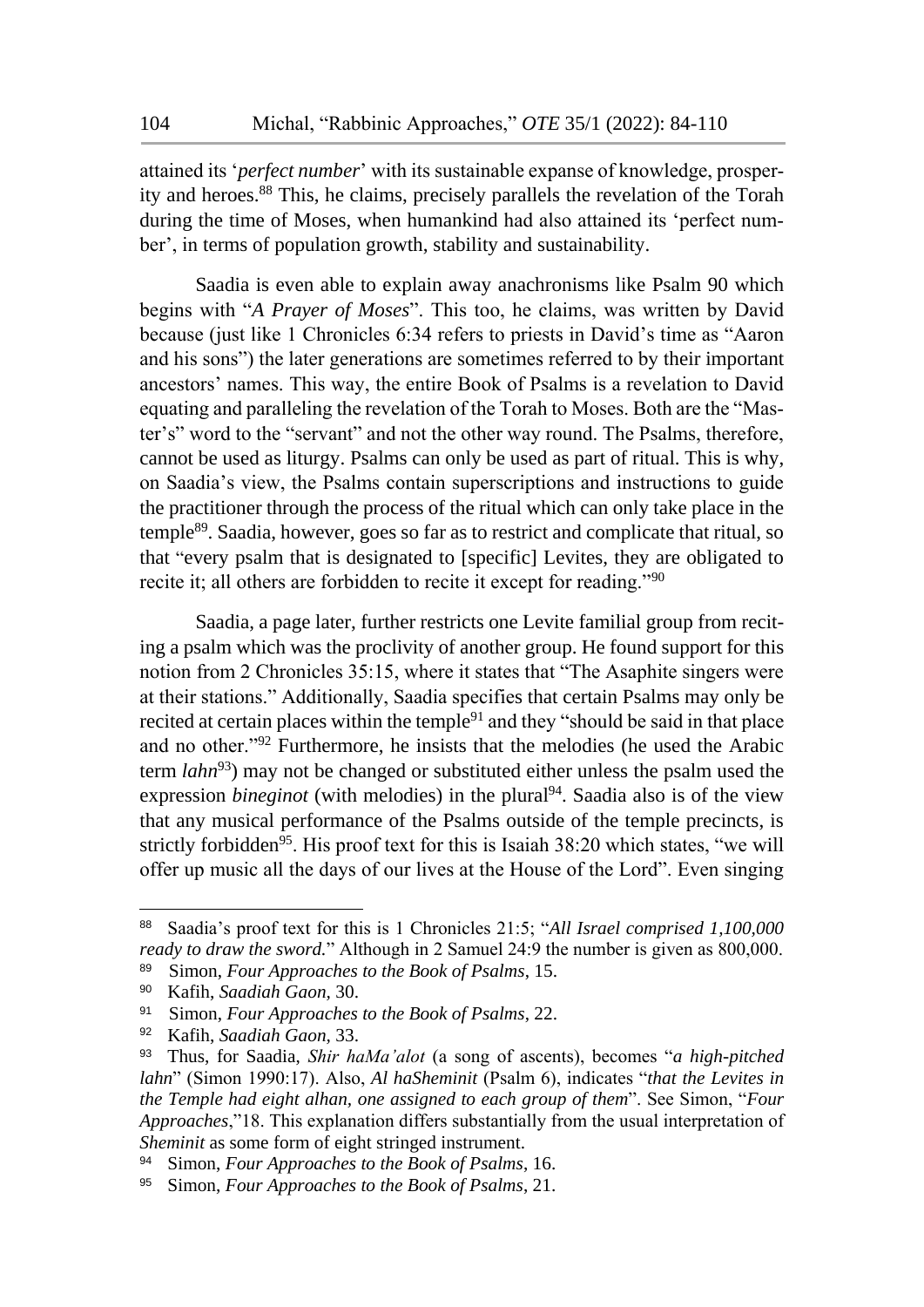attained its '*perfect number*' with its sustainable expanse of knowledge, prosperity and heroes.[88] This, he claims, precisely parallels the revelation of the Torah during the time of Moses, when humankind had also attained its 'perfect number', in terms of population growth, stability and sustainability.

Saadia is even able to explain away anachronisms like Psalm 90 which begins with "*A Prayer of Moses*". This too, he claims, was written by David because (just like 1 Chronicles 6:34 refers to priests in David's time as "Aaron and his sons") the later generations are sometimes referred to by their important ancestors' names. This way, the entire Book of Psalms is a revelation to David equating and paralleling the revelation of the Torah to Moses. Both are the "Master's" word to the "servant" and not the other way round. The Psalms, therefore, cannot be used as liturgy. Psalms can only be used as part of ritual. This is why, on Saadia's view, the Psalms contain superscriptions and instructions to guide the practitioner through the process of the ritual which can only take place in the temple[89]. Saadia, however, goes so far as to restrict and complicate that ritual, so that "every psalm that is designated to [specific] Levites, they are obligated to recite it; all others are forbidden to recite it except for reading."[90]

Saadia, a page later, further restricts one Levite familial group from reciting a psalm which was the proclivity of another group. He found support for this notion from 2 Chronicles 35:15, where it states that "The Asaphite singers were at their stations." Additionally, Saadia specifies that certain Psalms may only be recited at certain places within the temple[91] and they "should be said in that place and no other."[92] Furthermore, he insists that the melodies (he used the Arabic term *lahn*[93]) may not be changed or substituted either unless the psalm used the expression *bineginot* (with melodies) in the plural[94]. Saadia also is of the view that any musical performance of the Psalms outside of the temple precincts, is strictly forbidden[95]. His proof text for this is Isaiah 38:20 which states, "we will offer up music all the days of our lives at the House of the Lord". Even singing

---

[88] Saadia's proof text for this is 1 Chronicles 21:5; "*All Israel comprised 1,100,000 ready to draw the sword.*" Although in 2 Samuel 24:9 the number is given as 800,000.

[89] Simon, *Four Approaches to the Book of Psalms*, 15.

[90] Kafih, *Saadiah Gaon*, 30.

[91] Simon, *Four Approaches to the Book of Psalms*, 22.

[92] Kafih, *Saadiah Gaon*, 33.

[93] Thus, for Saadia, *Shir haMa'alot* (a song of ascents), becomes "*a high-pitched lahn*" (Simon 1990:17). Also, *Al haSheminit* (Psalm 6), indicates "*that the Levites in the Temple had eight alhan, one assigned to each group of them*". See Simon, "*Four Approaches*,"18. This explanation differs substantially from the usual interpretation of *Sheminit* as some form of eight stringed instrument.

[94] Simon, *Four Approaches to the Book of Psalms*, 16.

[95] Simon, *Four Approaches to the Book of Psalms*, 21.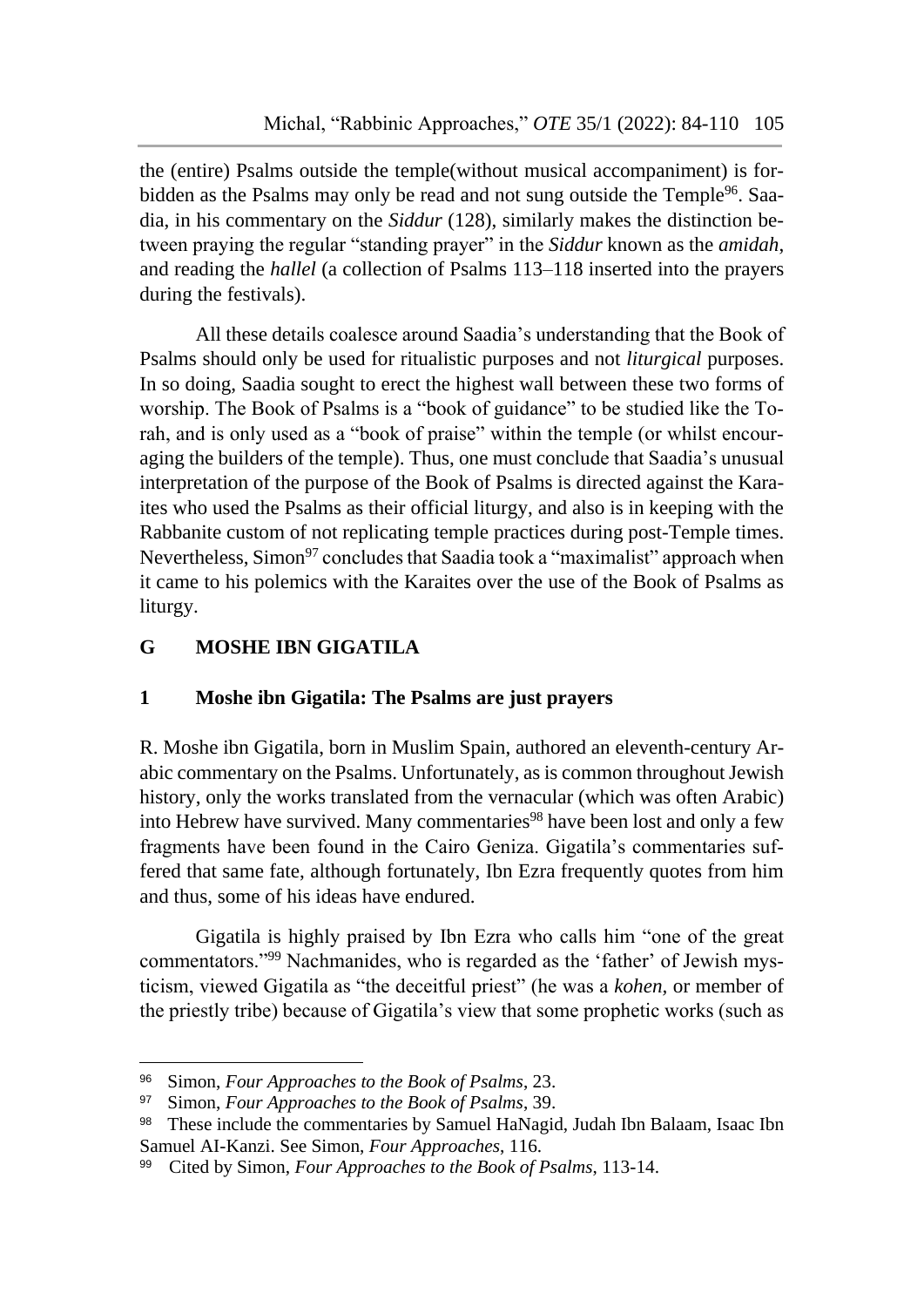the (entire) Psalms outside the temple(without musical accompaniment) is forbidden as the Psalms may only be read and not sung outside the Temple[96]. Saadia, in his commentary on the *Siddur* (128), similarly makes the distinction between praying the regular "standing prayer" in the *Siddur* known as the *amidah*, and reading the *hallel* (a collection of Psalms 113–118 inserted into the prayers during the festivals).

All these details coalesce around Saadia's understanding that the Book of Psalms should only be used for ritualistic purposes and not *liturgical* purposes. In so doing, Saadia sought to erect the highest wall between these two forms of worship. The Book of Psalms is a "book of guidance" to be studied like the Torah, and is only used as a "book of praise" within the temple (or whilst encouraging the builders of the temple). Thus, one must conclude that Saadia's unusual interpretation of the purpose of the Book of Psalms is directed against the Karaites who used the Psalms as their official liturgy, and also is in keeping with the Rabbanite custom of not replicating temple practices during post-Temple times. Nevertheless, Simon[97] concludes that Saadia took a "maximalist" approach when it came to his polemics with the Karaites over the use of the Book of Psalms as liturgy.

## G MOSHE IBN GIGATILA

### 1 Moshe ibn Gigatila: The Psalms are just prayers

R. Moshe ibn Gigatila, born in Muslim Spain, authored an eleventh-century Arabic commentary on the Psalms. Unfortunately, as is common throughout Jewish history, only the works translated from the vernacular (which was often Arabic) into Hebrew have survived. Many commentaries[98] have been lost and only a few fragments have been found in the Cairo Geniza. Gigatila's commentaries suffered that same fate, although fortunately, Ibn Ezra frequently quotes from him and thus, some of his ideas have endured.

Gigatila is highly praised by Ibn Ezra who calls him "one of the great commentators."[99] Nachmanides, who is regarded as the 'father' of Jewish mysticism, viewed Gigatila as "the deceitful priest" (he was a *kohen,* or member of the priestly tribe) because of Gigatila's view that some prophetic works (such as

---

[96] Simon, *Four Approaches to the Book of Psalms*, 23.

[97] Simon, *Four Approaches to the Book of Psalms*, 39.

[98] These include the commentaries by Samuel HaNagid, Judah Ibn Balaam, Isaac Ibn Samuel AI-Kanzi. See Simon, *Four Approaches*, 116.

[99] Cited by Simon, *Four Approaches to the Book of Psalms*, 113-14.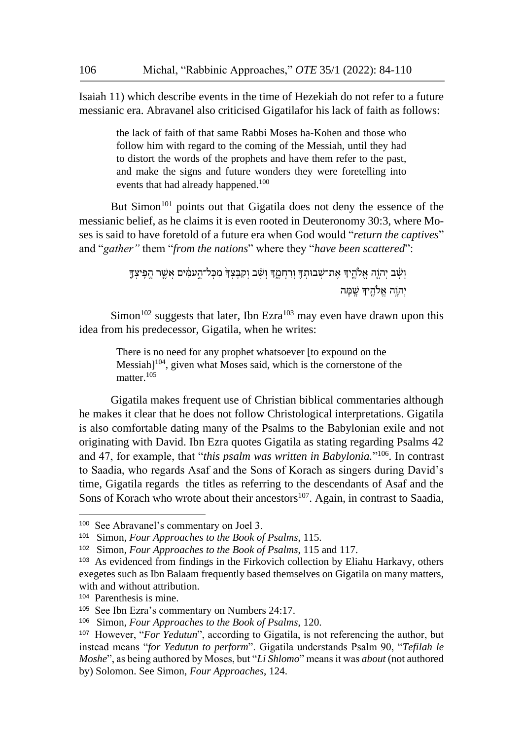Isaiah 11) which describe events in the time of Hezekiah do not refer to a future messianic era. Abravanel also criticised Gigatilafor his lack of faith as follows:

> the lack of faith of that same Rabbi Moses ha-Kohen and those who follow him with regard to the coming of the Messiah, until they had to distort the words of the prophets and have them refer to the past, and make the signs and future wonders they were foretelling into events that had already happened.[100]

But Simon[101] points out that Gigatila does not deny the essence of the messianic belief, as he claims it is even rooted in Deuteronomy 30:3, where Moses is said to have foretold of a future era when God would "*return the captives*" and "*gather"* them "*from the nations*" where they "*have been scattered*":

> וְשָׁ֨ב יְהוָ֧ה אֱלֹהֶ֛יךָ אֶת־שְׁבוּתְךָ֖ וְרִחֲמֶ֑ךָ וְשָׁ֗ב וְקִבֶּצְךָ֙ מִכָּל־הָ֣עַמִּ֔ים אֲשֶׁ֧ר הֱפִֽיצְךָ֛ יְהוָ֥ה אֱלֹהֶ֖יךָ שָֽׁמָּה

Simon[102] suggests that later, Ibn Ezra[103] may even have drawn upon this idea from his predecessor, Gigatila, when he writes:

> There is no need for any prophet whatsoever [to expound on the Messiah][104], given what Moses said, which is the cornerstone of the matter.[105]

Gigatila makes frequent use of Christian biblical commentaries although he makes it clear that he does not follow Christological interpretations. Gigatila is also comfortable dating many of the Psalms to the Babylonian exile and not originating with David. Ibn Ezra quotes Gigatila as stating regarding Psalms 42 and 47, for example, that "*this psalm was written in Babylonia.*"[106]. In contrast to Saadia, who regards Asaf and the Sons of Korach as singers during David's time, Gigatila regards the titles as referring to the descendants of Asaf and the Sons of Korach who wrote about their ancestors[107]. Again, in contrast to Saadia,

---

[100] See Abravanel's commentary on Joel 3.

[101] Simon, *Four Approaches to the Book of Psalms*, 115.

[102] Simon, *Four Approaches to the Book of Psalms*, 115 and 117.

[103] As evidenced from findings in the Firkovich collection by Eliahu Harkavy, others exegetes such as Ibn Balaam frequently based themselves on Gigatila on many matters, with and without attribution.

[104] Parenthesis is mine.

[105] See Ibn Ezra's commentary on Numbers 24:17.

[106] Simon, *Four Approaches to the Book of Psalms*, 120.

[107] However, "*For Yedutun*", according to Gigatila, is not referencing the author, but instead means "*for Yedutun to perform*". Gigatila understands Psalm 90, "*Tefilah le Moshe*", as being authored by Moses, but "*Li Shlomo*" means it was *about* (not authored by) Solomon. See Simon, *Four Approaches*, 124.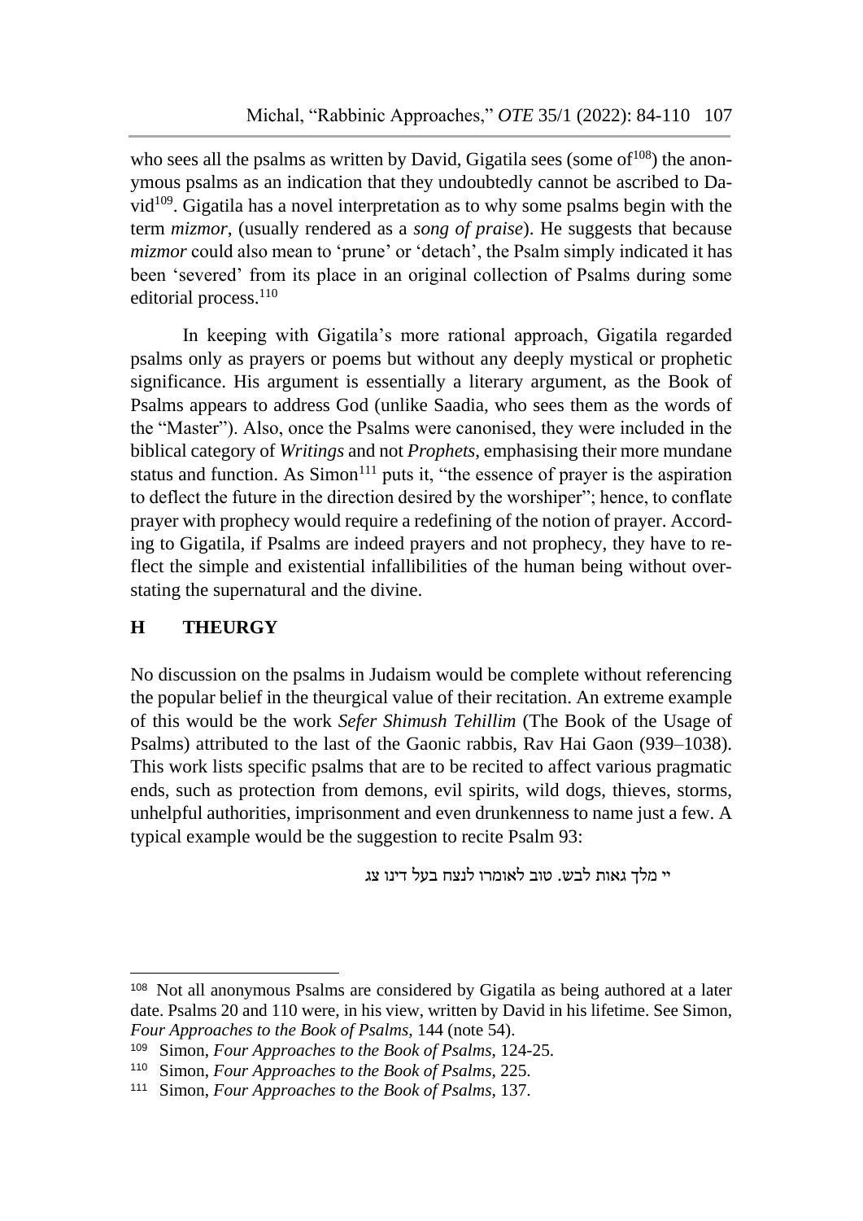who sees all the psalms as written by David, Gigatila sees (some of[108]) the anonymous psalms as an indication that they undoubtedly cannot be ascribed to David[109]. Gigatila has a novel interpretation as to why some psalms begin with the term *mizmor*, (usually rendered as a *song of praise*). He suggests that because *mizmor* could also mean to 'prune' or 'detach', the Psalm simply indicated it has been 'severed' from its place in an original collection of Psalms during some editorial process.[110]

In keeping with Gigatila's more rational approach, Gigatila regarded psalms only as prayers or poems but without any deeply mystical or prophetic significance. His argument is essentially a literary argument, as the Book of Psalms appears to address God (unlike Saadia, who sees them as the words of the "Master"). Also, once the Psalms were canonised, they were included in the biblical category of *Writings* and not *Prophets*, emphasising their more mundane status and function. As Simon[111] puts it, "the essence of prayer is the aspiration to deflect the future in the direction desired by the worshiper"; hence, to conflate prayer with prophecy would require a redefining of the notion of prayer. According to Gigatila, if Psalms are indeed prayers and not prophecy, they have to reflect the simple and existential infallibilities of the human being without overstating the supernatural and the divine.

## H THEURGY

No discussion on the psalms in Judaism would be complete without referencing the popular belief in the theurgical value of their recitation. An extreme example of this would be the work *Sefer Shimush Tehillim* (The Book of the Usage of Psalms) attributed to the last of the Gaonic rabbis, Rav Hai Gaon (939–1038). This work lists specific psalms that are to be recited to affect various pragmatic ends, such as protection from demons, evil spirits, wild dogs, thieves, storms, unhelpful authorities, imprisonment and even drunkenness to name just a few. A typical example would be the suggestion to recite Psalm 93:

יי מלך גאות לבש. טוב לאומרו לנצח בעל דינו צג

---

[108] Not all anonymous Psalms are considered by Gigatila as being authored at a later date. Psalms 20 and 110 were, in his view, written by David in his lifetime. See Simon, *Four Approaches to the Book of Psalms*, 144 (note 54).

[109] Simon, *Four Approaches to the Book of Psalms*, 124-25.

[110] Simon, *Four Approaches to the Book of Psalms*, 225.

[111] Simon, *Four Approaches to the Book of Psalms*, 137.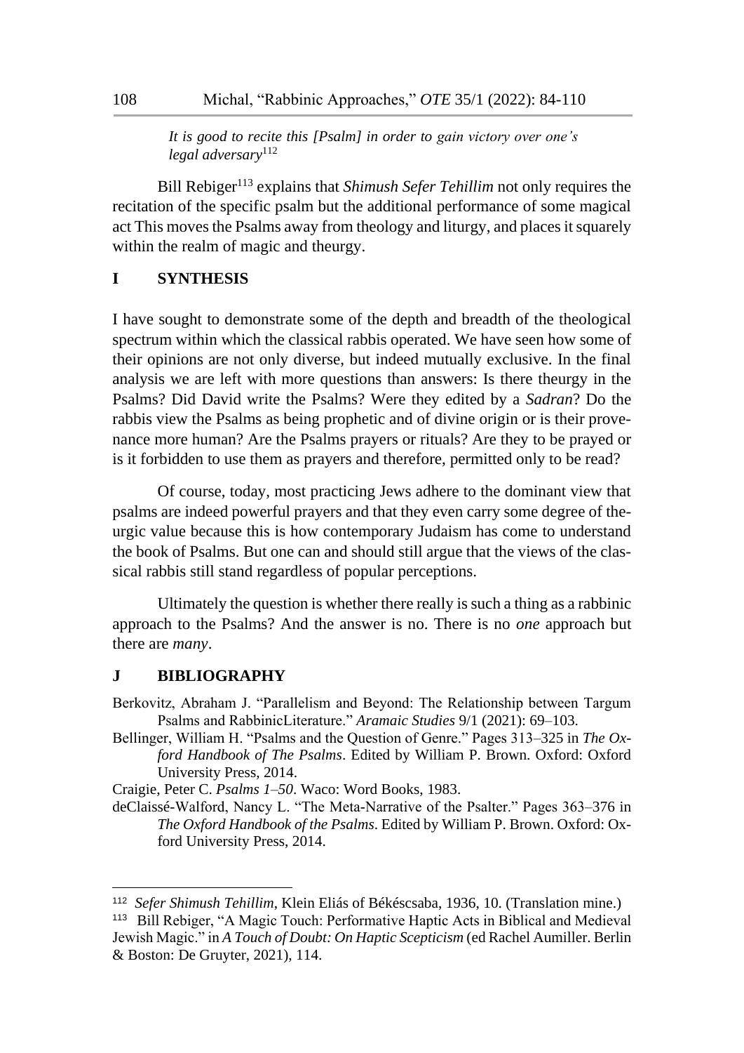*It is good to recite this [Psalm] in order to gain victory over one's legal adversary*[112]

Bill Rebiger[113] explains that *Shimush Sefer Tehillim* not only requires the recitation of the specific psalm but the additional performance of some magical act This moves the Psalms away from theology and liturgy, and places it squarely within the realm of magic and theurgy.

## I SYNTHESIS

I have sought to demonstrate some of the depth and breadth of the theological spectrum within which the classical rabbis operated. We have seen how some of their opinions are not only diverse, but indeed mutually exclusive. In the final analysis we are left with more questions than answers: Is there theurgy in the Psalms? Did David write the Psalms? Were they edited by a *Sadran*? Do the rabbis view the Psalms as being prophetic and of divine origin or is their provenance more human? Are the Psalms prayers or rituals? Are they to be prayed or is it forbidden to use them as prayers and therefore, permitted only to be read?

Of course, today, most practicing Jews adhere to the dominant view that psalms are indeed powerful prayers and that they even carry some degree of theurgic value because this is how contemporary Judaism has come to understand the book of Psalms. But one can and should still argue that the views of the classical rabbis still stand regardless of popular perceptions.

Ultimately the question is whether there really is such a thing as a rabbinic approach to the Psalms? And the answer is no. There is no *one* approach but there are *many*.

## J BIBLIOGRAPHY

Berkovitz, Abraham J. "Parallelism and Beyond: The Relationship between Targum Psalms and RabbinicLiterature." *Aramaic Studies* 9/1 (2021): 69–103.

Bellinger, William H. "Psalms and the Question of Genre." Pages 313–325 in *The Oxford Handbook of The Psalms*. Edited by William P. Brown. Oxford: Oxford University Press, 2014.

Craigie, Peter C. *Psalms 1–50*. Waco: Word Books, 1983.

deClaissé-Walford, Nancy L. "The Meta-Narrative of the Psalter." Pages 363–376 in *The Oxford Handbook of the Psalms*. Edited by William P. Brown. Oxford: Oxford University Press, 2014.

---

[112] *Sefer Shimush Tehillim*, Klein Eliás of Békéscsaba, 1936, 10. (Translation mine.)

[113] Bill Rebiger, "A Magic Touch: Performative Haptic Acts in Biblical and Medieval Jewish Magic." in *A Touch of Doubt: On Haptic Scepticism* (ed Rachel Aumiller. Berlin & Boston: De Gruyter, 2021), 114.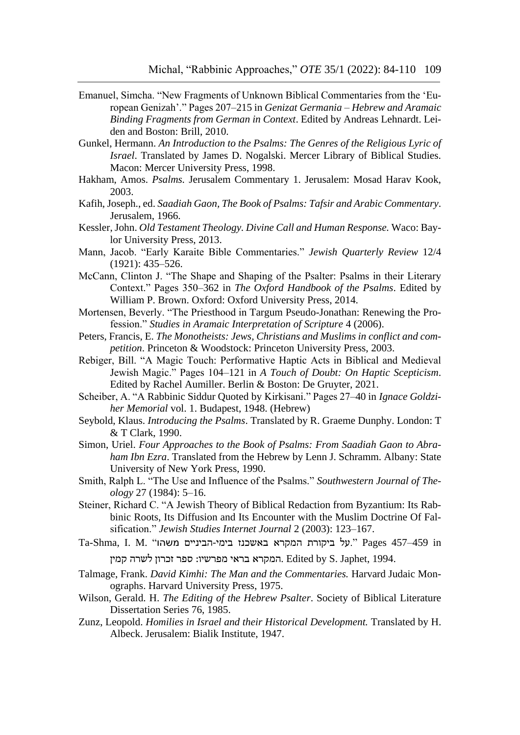Emanuel, Simcha. "New Fragments of Unknown Biblical Commentaries from the 'European Genizah'." Pages 207–215 in *Genizat Germania – Hebrew and Aramaic Binding Fragments from German in Context*. Edited by Andreas Lehnardt. Leiden and Boston: Brill, 2010.

Gunkel, Hermann. *An Introduction to the Psalms: The Genres of the Religious Lyric of Israel*. Translated by James D. Nogalski. Mercer Library of Biblical Studies. Macon: Mercer University Press, 1998.

Hakham, Amos. *Psalms*. Jerusalem Commentary 1. Jerusalem: Mosad Harav Kook, 2003.

Kafih, Joseph., ed. *Saadiah Gaon, The Book of Psalms: Tafsir and Arabic Commentary*. Jerusalem, 1966.

Kessler, John. *Old Testament Theology. Divine Call and Human Response.* Waco: Baylor University Press, 2013.

Mann, Jacob. "Early Karaite Bible Commentaries." *Jewish Quarterly Review* 12/4 (1921): 435–526.

McCann, Clinton J. "The Shape and Shaping of the Psalter: Psalms in their Literary Context." Pages 350–362 in *The Oxford Handbook of the Psalms*. Edited by William P. Brown. Oxford: Oxford University Press, 2014.

Mortensen, Beverly. "The Priesthood in Targum Pseudo-Jonathan: Renewing the Profession." *Studies in Aramaic Interpretation of Scripture* 4 (2006).

Peters, Francis, E. *The Monotheists: Jews, Christians and Muslims in conflict and competition*. Princeton & Woodstock: Princeton University Press, 2003.

Rebiger, Bill. "A Magic Touch: Performative Haptic Acts in Biblical and Medieval Jewish Magic." Pages 104–121 in *A Touch of Doubt: On Haptic Scepticism*. Edited by Rachel Aumiller. Berlin & Boston: De Gruyter, 2021.

Scheiber, A. "A Rabbinic Siddur Quoted by Kirkisani." Pages 27–40 in *Ignace Goldziher Memorial* vol. 1. Budapest, 1948. (Hebrew)

Seybold, Klaus. *Introducing the Psalms*. Translated by R. Graeme Dunphy. London: T & T Clark, 1990.

Simon, Uriel. *Four Approaches to the Book of Psalms: From Saadiah Gaon to Abraham Ibn Ezra*. Translated from the Hebrew by Lenn J. Schramm. Albany: State University of New York Press, 1990.

Smith, Ralph L. "The Use and Influence of the Psalms." *Southwestern Journal of Theology* 27 (1984): 5–16.

Steiner, Richard C. "A Jewish Theory of Biblical Redaction from Byzantium: Its Rabbinic Roots, Its Diffusion and Its Encounter with the Muslim Doctrine Of Falsification." *Jewish Studies Internet Journal* 2 (2003): 123–167.

Ta-Shma, I. M. "על ביקורת המקרא באשכנז בימי-הביניים משהו." Pages 457–459 in המקרא בראי מפרשיו: ספר זכרון לשרה קמין. Edited by S. Japhet, 1994.

Talmage, Frank. *David Kimhi: The Man and the Commentaries.* Harvard Judaic Monographs. Harvard University Press, 1975.

Wilson, Gerald. H. *The Editing of the Hebrew Psalter*. Society of Biblical Literature Dissertation Series 76, 1985.

Zunz, Leopold. *Homilies in Israel and their Historical Development.* Translated by H. Albeck. Jerusalem: Bialik Institute, 1947.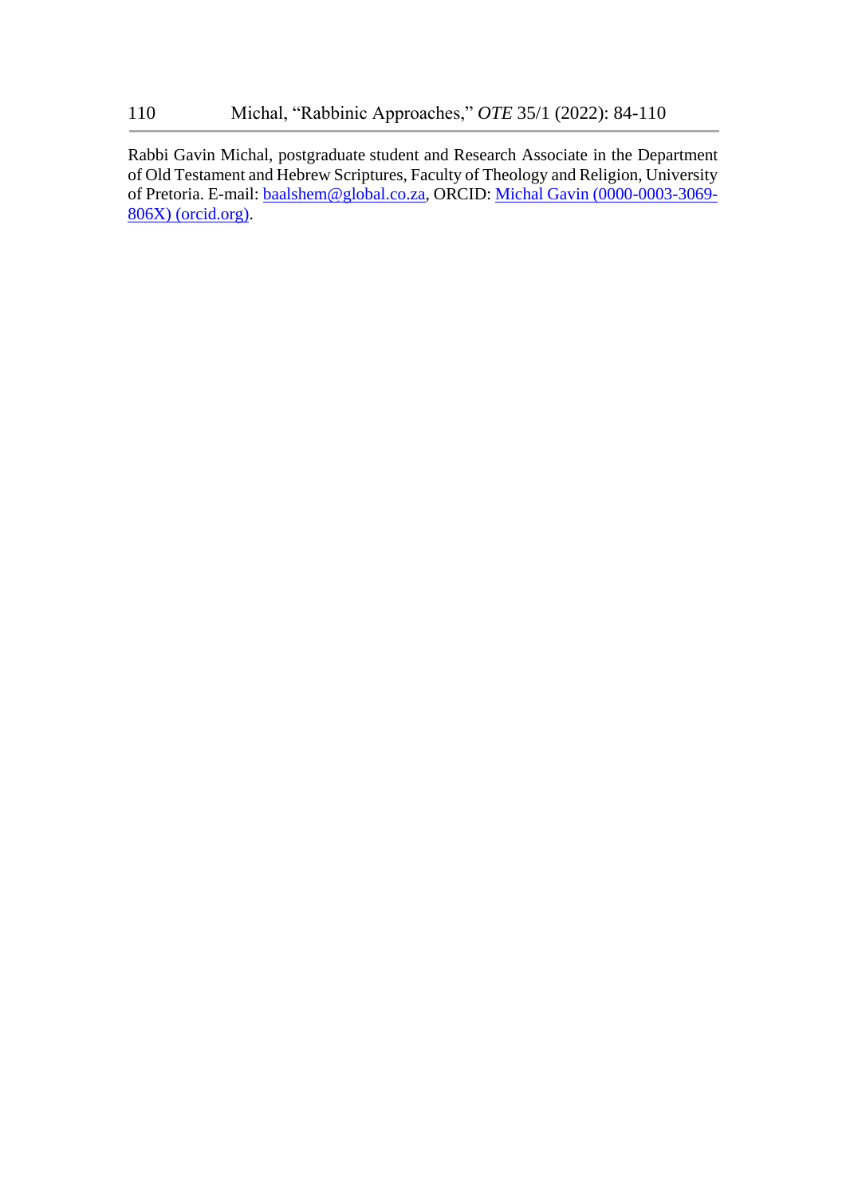Rabbi Gavin Michal, postgraduate student and Research Associate in the Department of Old Testament and Hebrew Scriptures, Faculty of Theology and Religion, University of Pretoria. E-mail: baalshem@global.co.za, ORCID: Michal Gavin (0000-0003-3069-806X) (orcid.org).